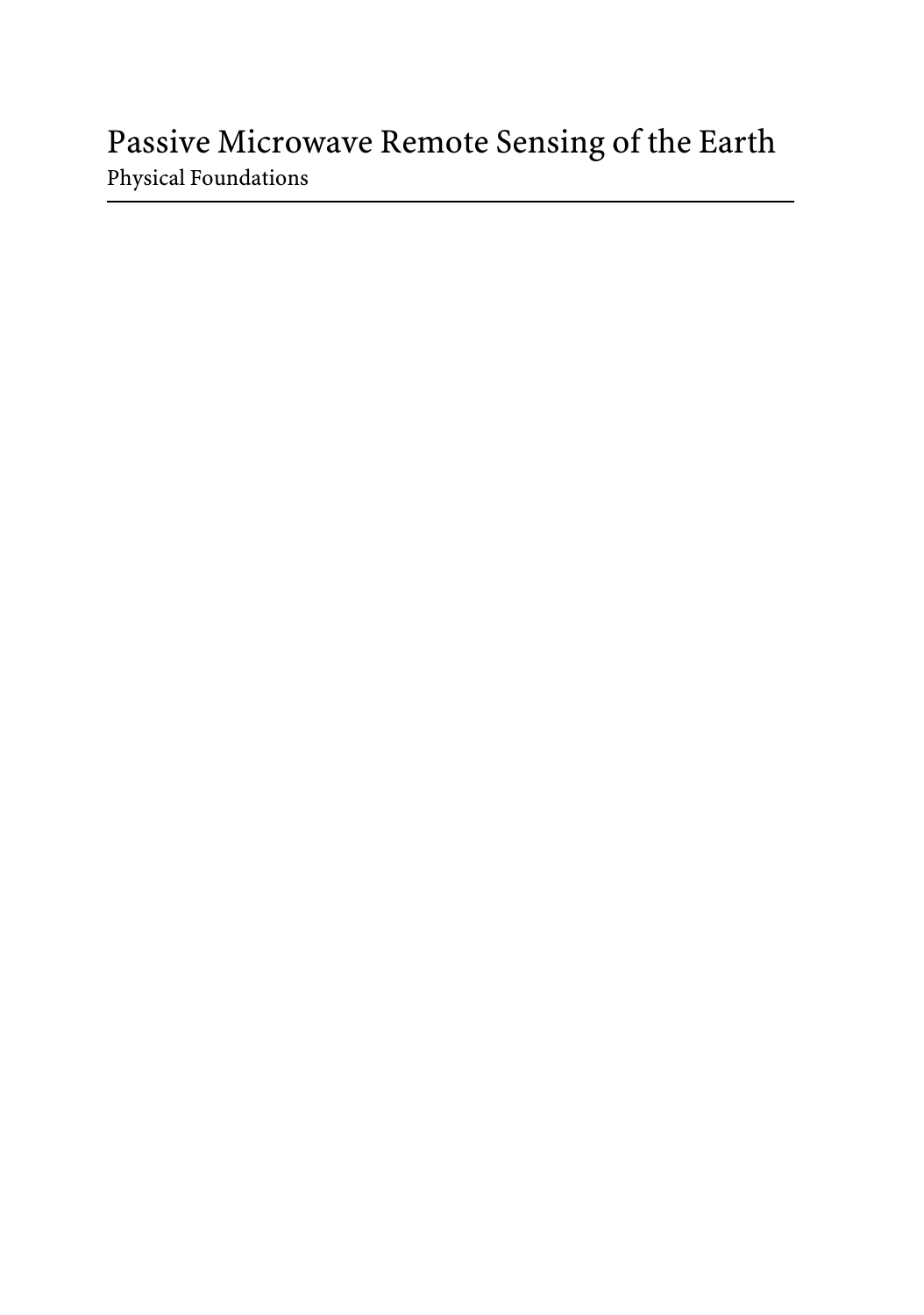# Passive Microwave Remote Sensing of the Earth

Physical Foundations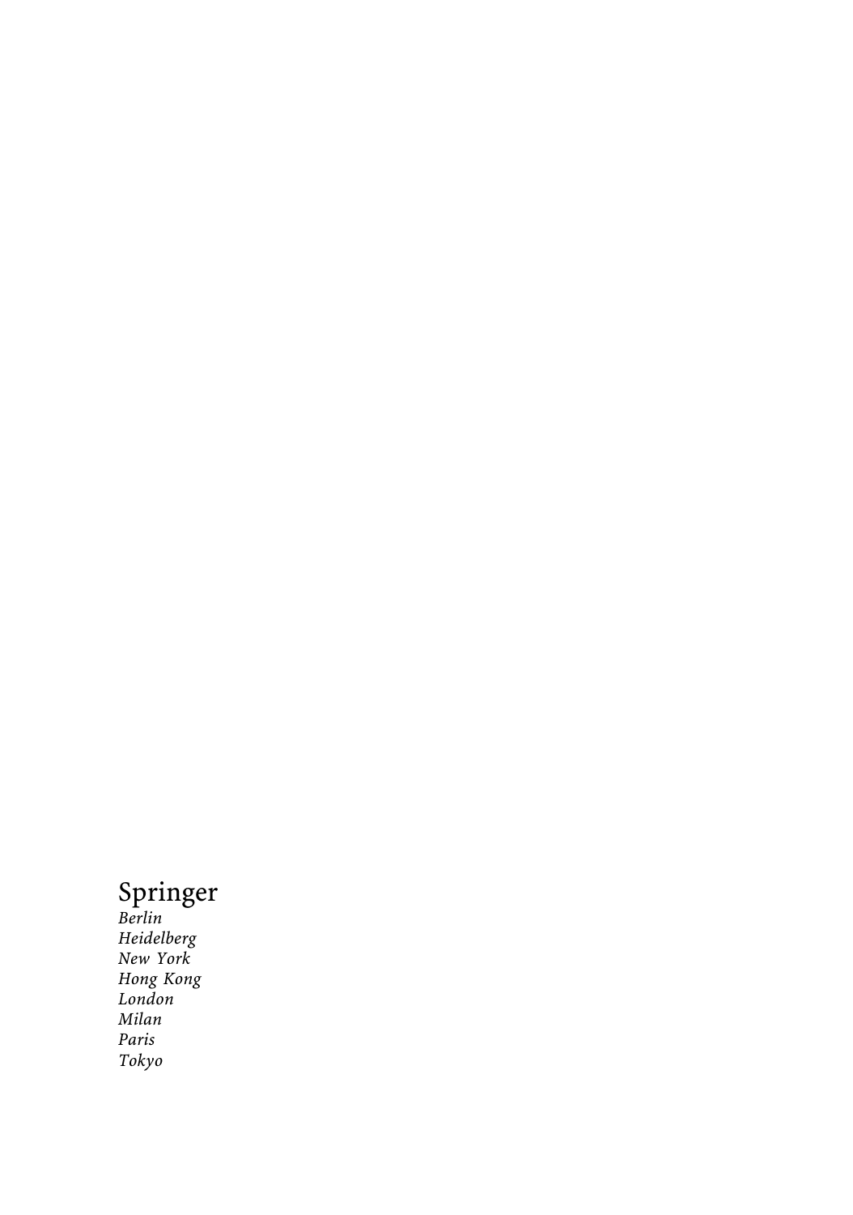Springer

*Berlin*
*Heidelberg*
*New York*
*Hong Kong*
*London*
*Milan*
*Paris*
*Tokyo*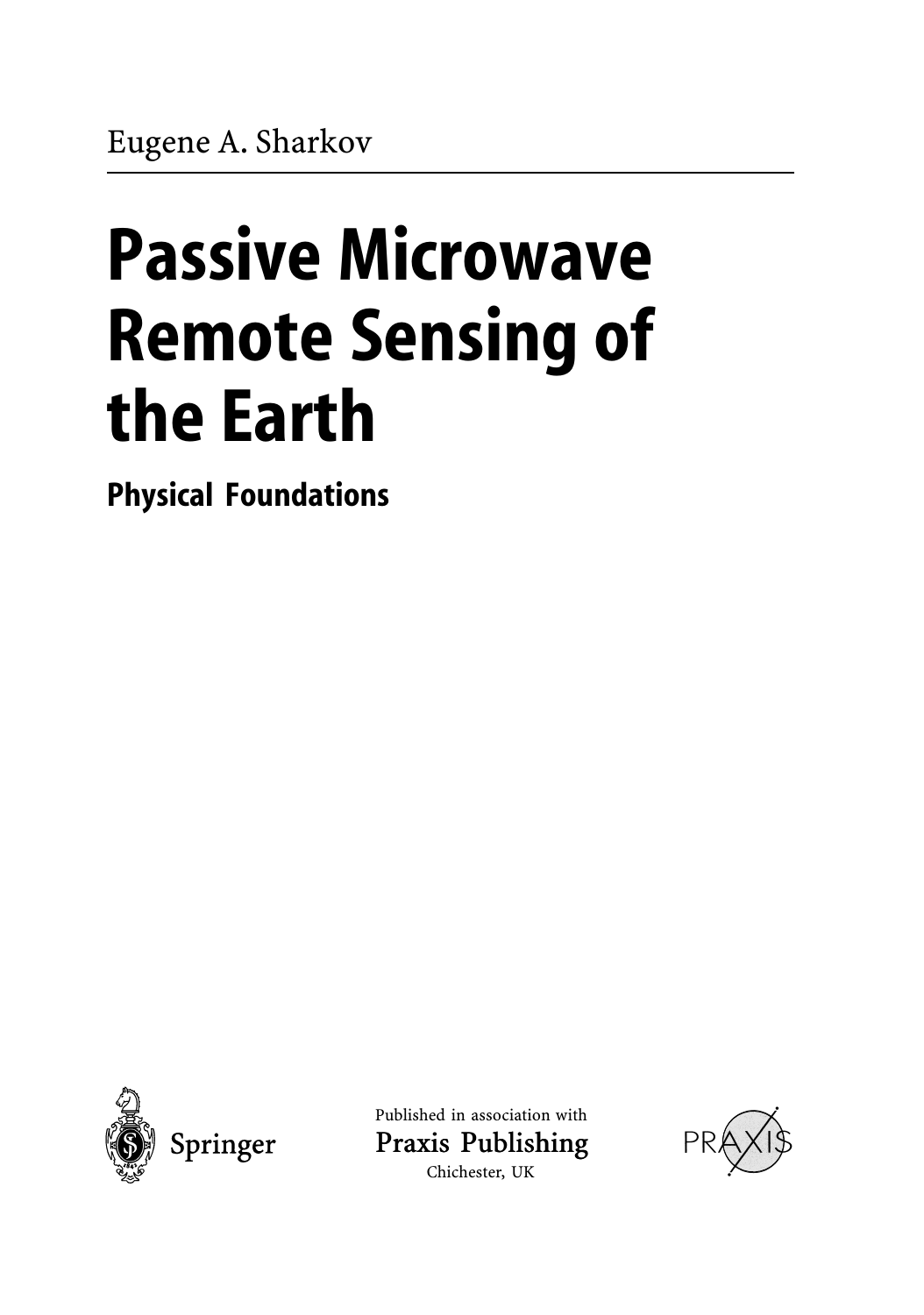Eugene A. Sharkov

# Passive Microwave Remote Sensing of the Earth

## Physical Foundations

Springer

Published in association with

Praxis Publishing

Chichester, UK

PRAXIS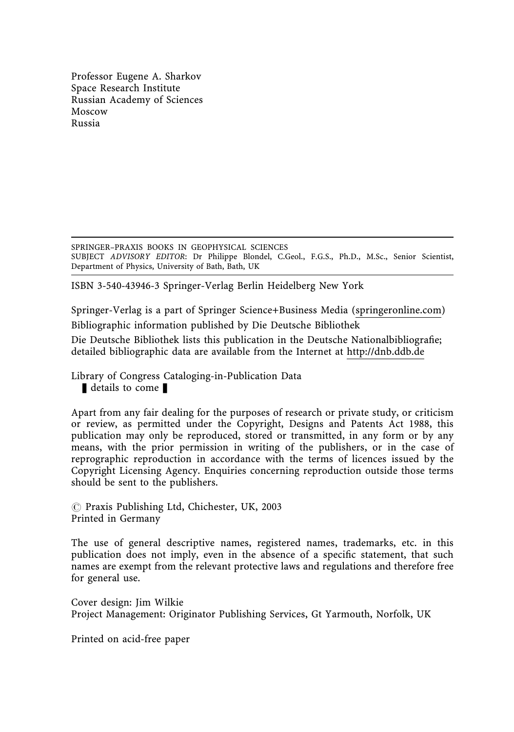Professor Eugene A. Sharkov
Space Research Institute
Russian Academy of Sciences
Moscow
Russia

---

SPRINGER–PRAXIS BOOKS IN GEOPHYSICAL SCIENCES
SUBJECT *ADVISORY EDITOR*: Dr Philippe Blondel, C.Geol., F.G.S., Ph.D., M.Sc., Senior Scientist, Department of Physics, University of Bath, Bath, UK

---

ISBN 3-540-43946-3 Springer-Verlag Berlin Heidelberg New York

Springer-Verlag is a part of Springer Science+Business Media (springeronline.com)

Bibliographic information published by Die Deutsche Bibliothek

Die Deutsche Bibliothek lists this publication in the Deutsche Nationalbibliografie; detailed bibliographic data are available from the Internet at http://dnb.ddb.de

Library of Congress Cataloging-in-Publication Data
▌details to come ▌

Apart from any fair dealing for the purposes of research or private study, or criticism or review, as permitted under the Copyright, Designs and Patents Act 1988, this publication may only be reproduced, stored or transmitted, in any form or by any means, with the prior permission in writing of the publishers, or in the case of reprographic reproduction in accordance with the terms of licences issued by the Copyright Licensing Agency. Enquiries concerning reproduction outside those terms should be sent to the publishers.

© Praxis Publishing Ltd, Chichester, UK, 2003
Printed in Germany

The use of general descriptive names, registered names, trademarks, etc. in this publication does not imply, even in the absence of a specific statement, that such names are exempt from the relevant protective laws and regulations and therefore free for general use.

Cover design: Jim Wilkie
Project Management: Originator Publishing Services, Gt Yarmouth, Norfolk, UK

Printed on acid-free paper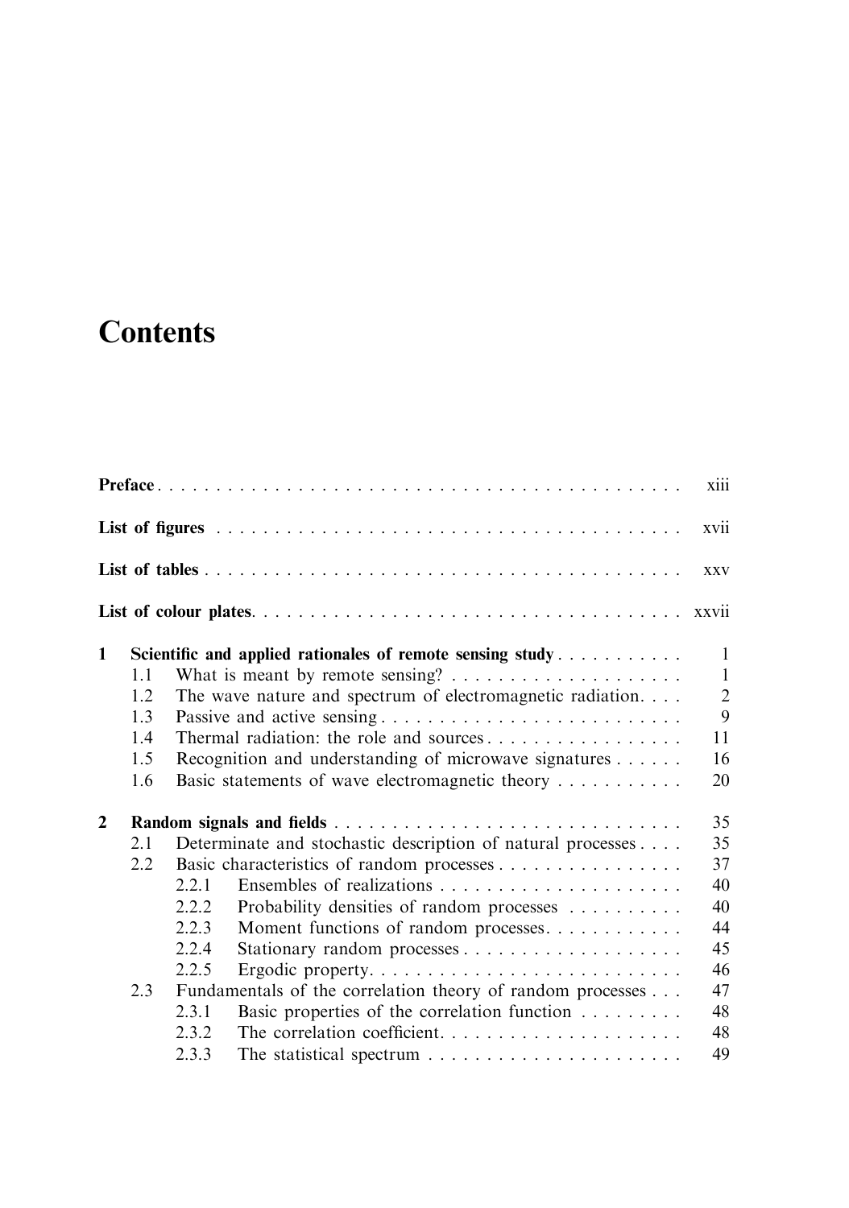# Contents

**Preface** . . . . . . . . . . . . . . . . . . . . . . . . . . . . . . . . . . . . . . . . . . . xiii

**List of figures** . . . . . . . . . . . . . . . . . . . . . . . . . . . . . . . . . . . . . . . . xvii

**List of tables** . . . . . . . . . . . . . . . . . . . . . . . . . . . . . . . . . . . . . . . . . xxv

**List of colour plates**. . . . . . . . . . . . . . . . . . . . . . . . . . . . . . . . . . . . . . xxvii

**1 Scientific and applied rationales of remote sensing study** . . . . . . . . . . . 1

- 1.1 What is meant by remote sensing? . . . . . . . . . . . . . . . . . . . . 1
- 1.2 The wave nature and spectrum of electromagnetic radiation. . . . 2
- 1.3 Passive and active sensing . . . . . . . . . . . . . . . . . . . . . . . . . . 9
- 1.4 Thermal radiation: the role and sources . . . . . . . . . . . . . . . . . 11
- 1.5 Recognition and understanding of microwave signatures . . . . . . 16
- 1.6 Basic statements of wave electromagnetic theory . . . . . . . . . . . 20

**2 Random signals and fields** . . . . . . . . . . . . . . . . . . . . . . . . . . . . . . 35

- 2.1 Determinate and stochastic description of natural processes . . . . 35
- 2.2 Basic characteristics of random processes . . . . . . . . . . . . . . . . 37
  - 2.2.1 Ensembles of realizations . . . . . . . . . . . . . . . . . . . . . 40
  - 2.2.2 Probability densities of random processes . . . . . . . . . . 40
  - 2.2.3 Moment functions of random processes. . . . . . . . . . . . 44
  - 2.2.4 Stationary random processes . . . . . . . . . . . . . . . . . . . 45
  - 2.2.5 Ergodic property. . . . . . . . . . . . . . . . . . . . . . . . . . . 46
- 2.3 Fundamentals of the correlation theory of random processes . . . 47
  - 2.3.1 Basic properties of the correlation function . . . . . . . . . 48
  - 2.3.2 The correlation coefficient. . . . . . . . . . . . . . . . . . . . . 48
  - 2.3.3 The statistical spectrum . . . . . . . . . . . . . . . . . . . . . . 49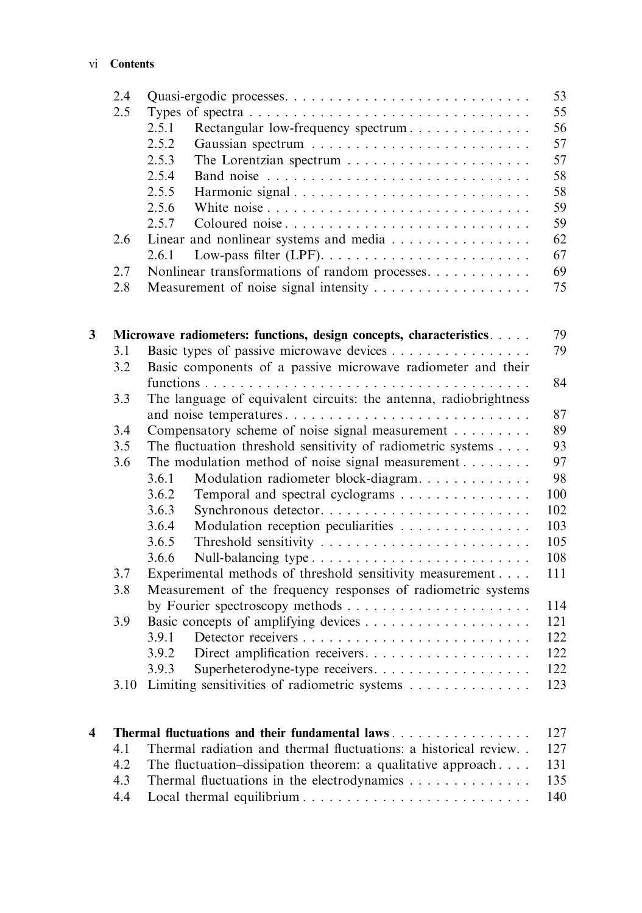| | | | |
|---|---|---|---|
| 2.4 | Quasi-ergodic processes | | 53 |
| 2.5 | Types of spectra | | 55 |
| | 2.5.1 | Rectangular low-frequency spectrum | 56 |
| | 2.5.2 | Gaussian spectrum | 57 |
| | 2.5.3 | The Lorentzian spectrum | 57 |
| | 2.5.4 | Band noise | 58 |
| | 2.5.5 | Harmonic signal | 58 |
| | 2.5.6 | White noise | 59 |
| | 2.5.7 | Coloured noise | 59 |
| 2.6 | Linear and nonlinear systems and media | | 62 |
| | 2.6.1 | Low-pass filter (LPF) | 67 |
| 2.7 | Nonlinear transformations of random processes | | 69 |
| 2.8 | Measurement of noise signal intensity | | 75 |

**3 Microwave radiometers: functions, design concepts, characteristics** ..... 79

| | | | |
|---|---|---|---|
| 3.1 | Basic types of passive microwave devices | | 79 |
| 3.2 | Basic components of a passive microwave radiometer and their functions | | 84 |
| 3.3 | The language of equivalent circuits: the antenna, radiobrightness and noise temperatures | | 87 |
| 3.4 | Compensatory scheme of noise signal measurement | | 89 |
| 3.5 | The fluctuation threshold sensitivity of radiometric systems | | 93 |
| 3.6 | The modulation method of noise signal measurement | | 97 |
| | 3.6.1 | Modulation radiometer block-diagram | 98 |
| | 3.6.2 | Temporal and spectral cyclograms | 100 |
| | 3.6.3 | Synchronous detector | 102 |
| | 3.6.4 | Modulation reception peculiarities | 103 |
| | 3.6.5 | Threshold sensitivity | 105 |
| | 3.6.6 | Null-balancing type | 108 |
| 3.7 | Experimental methods of threshold sensitivity measurement | | 111 |
| 3.8 | Measurement of the frequency responses of radiometric systems by Fourier spectroscopy methods | | 114 |
| 3.9 | Basic concepts of amplifying devices | | 121 |
| | 3.9.1 | Detector receivers | 122 |
| | 3.9.2 | Direct amplification receivers | 122 |
| | 3.9.3 | Superheterodyne-type receivers | 122 |
| 3.10 | Limiting sensitivities of radiometric systems | | 123 |

**4 Thermal fluctuations and their fundamental laws** ..... 127

| | | |
|---|---|---|
| 4.1 | Thermal radiation and thermal fluctuations: a historical review | 127 |
| 4.2 | The fluctuation–dissipation theorem: a qualitative approach | 131 |
| 4.3 | Thermal fluctuations in the electrodynamics | 135 |
| 4.4 | Local thermal equilibrium | 140 |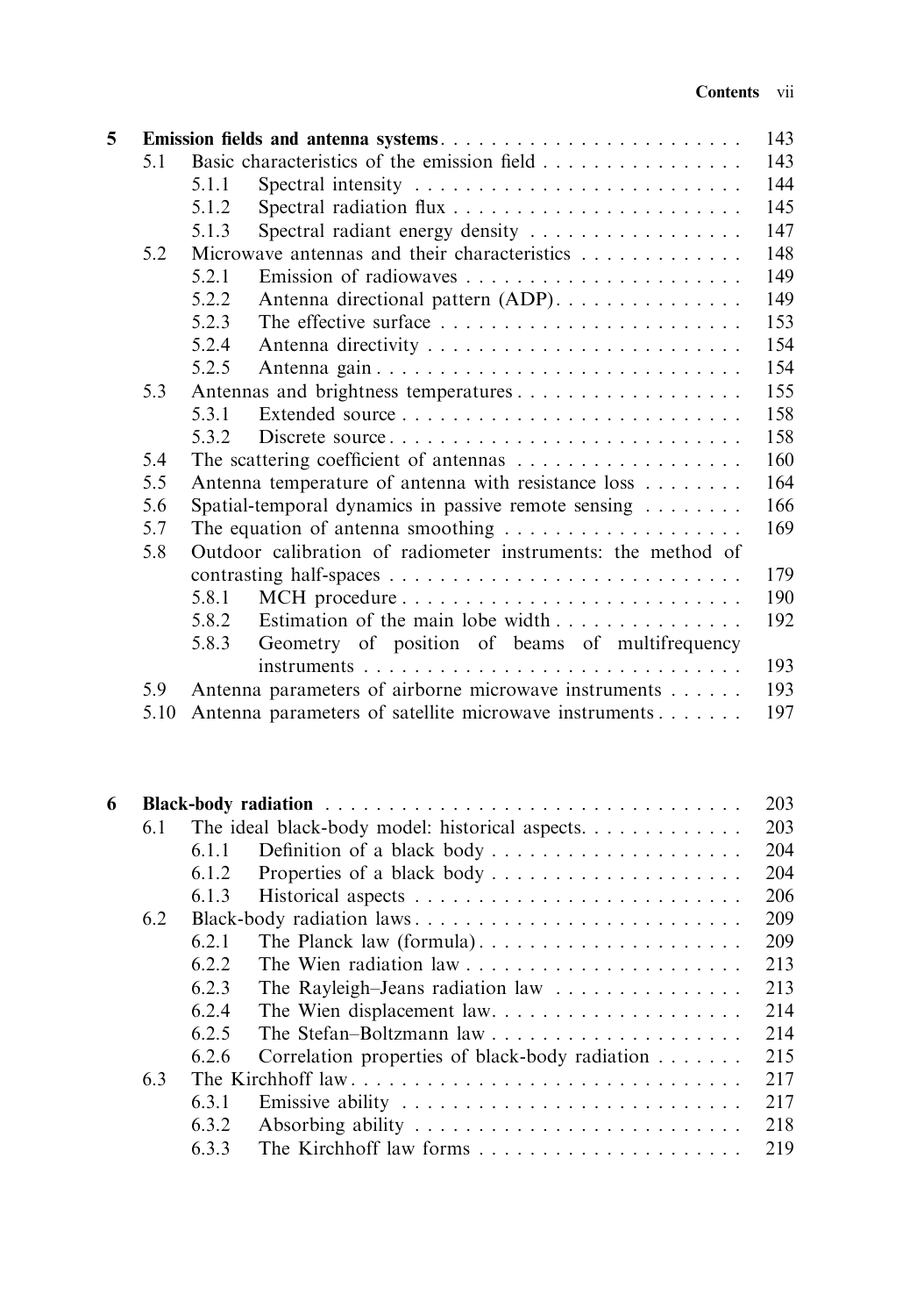| | | | |
|---|---|---|---|
| **5** | **Emission fields and antenna systems** | | 143 |
| | 5.1 | Basic characteristics of the emission field | 143 |
| | | 5.1.1 Spectral intensity | 144 |
| | | 5.1.2 Spectral radiation flux | 145 |
| | | 5.1.3 Spectral radiant energy density | 147 |
| | 5.2 | Microwave antennas and their characteristics | 148 |
| | | 5.2.1 Emission of radiowaves | 149 |
| | | 5.2.2 Antenna directional pattern (ADP) | 149 |
| | | 5.2.3 The effective surface | 153 |
| | | 5.2.4 Antenna directivity | 154 |
| | | 5.2.5 Antenna gain | 154 |
| | 5.3 | Antennas and brightness temperatures | 155 |
| | | 5.3.1 Extended source | 158 |
| | | 5.3.2 Discrete source | 158 |
| | 5.4 | The scattering coefficient of antennas | 160 |
| | 5.5 | Antenna temperature of antenna with resistance loss | 164 |
| | 5.6 | Spatial-temporal dynamics in passive remote sensing | 166 |
| | 5.7 | The equation of antenna smoothing | 169 |
| | 5.8 | Outdoor calibration of radiometer instruments: the method of contrasting half-spaces | 179 |
| | | 5.8.1 MCH procedure | 190 |
| | | 5.8.2 Estimation of the main lobe width | 192 |
| | | 5.8.3 Geometry of position of beams of multifrequency instruments | 193 |
| | 5.9 | Antenna parameters of airborne microwave instruments | 193 |
| | 5.10 | Antenna parameters of satellite microwave instruments | 197 |

| | | | |
|---|---|---|---|
| **6** | **Black-body radiation** | | 203 |
| | 6.1 | The ideal black-body model: historical aspects | 203 |
| | | 6.1.1 Definition of a black body | 204 |
| | | 6.1.2 Properties of a black body | 204 |
| | | 6.1.3 Historical aspects | 206 |
| | 6.2 | Black-body radiation laws | 209 |
| | | 6.2.1 The Planck law (formula) | 209 |
| | | 6.2.2 The Wien radiation law | 213 |
| | | 6.2.3 The Rayleigh–Jeans radiation law | 213 |
| | | 6.2.4 The Wien displacement law | 214 |
| | | 6.2.5 The Stefan–Boltzmann law | 214 |
| | | 6.2.6 Correlation properties of black-body radiation | 215 |
| | 6.3 | The Kirchhoff law | 217 |
| | | 6.3.1 Emissive ability | 217 |
| | | 6.3.2 Absorbing ability | 218 |
| | | 6.3.3 The Kirchhoff law forms | 219 |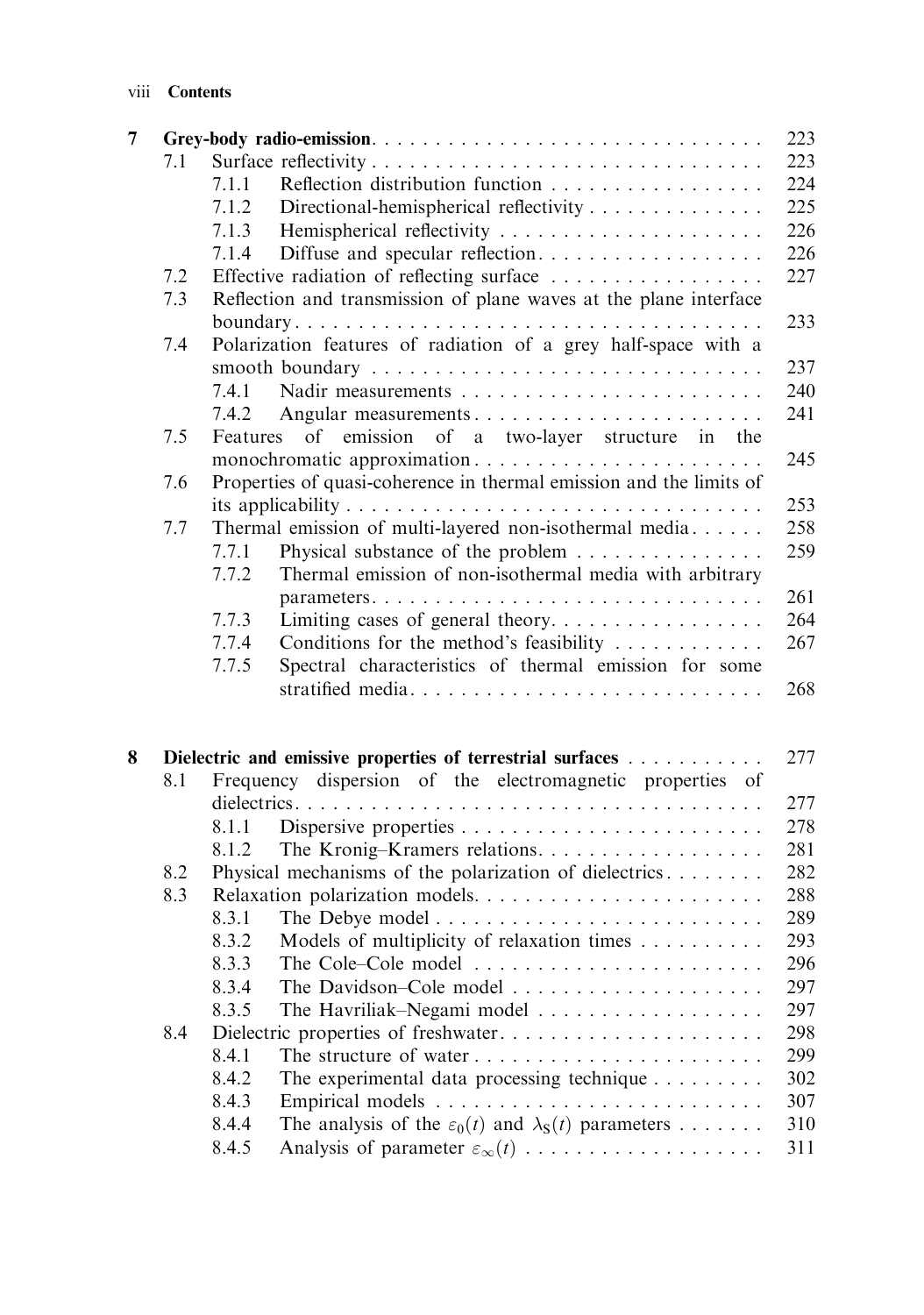| | | | |
|---|---|---|---|
| **7** | **Grey-body radio-emission** | | 223 |
| | 7.1 | Surface reflectivity | 223 |
| | | 7.1.1 Reflection distribution function | 224 |
| | | 7.1.2 Directional-hemispherical reflectivity | 225 |
| | | 7.1.3 Hemispherical reflectivity | 226 |
| | | 7.1.4 Diffuse and specular reflection | 226 |
| | 7.2 | Effective radiation of reflecting surface | 227 |
| | 7.3 | Reflection and transmission of plane waves at the plane interface boundary | 233 |
| | 7.4 | Polarization features of radiation of a grey half-space with a smooth boundary | 237 |
| | | 7.4.1 Nadir measurements | 240 |
| | | 7.4.2 Angular measurements | 241 |
| | 7.5 | Features of emission of a two-layer structure in the monochromatic approximation | 245 |
| | 7.6 | Properties of quasi-coherence in thermal emission and the limits of its applicability | 253 |
| | 7.7 | Thermal emission of multi-layered non-isothermal media | 258 |
| | | 7.7.1 Physical substance of the problem | 259 |
| | | 7.7.2 Thermal emission of non-isothermal media with arbitrary parameters | 261 |
| | | 7.7.3 Limiting cases of general theory | 264 |
| | | 7.7.4 Conditions for the method's feasibility | 267 |
| | | 7.7.5 Spectral characteristics of thermal emission for some stratified media | 268 |
| **8** | **Dielectric and emissive properties of terrestrial surfaces** | | 277 |
| | 8.1 | Frequency dispersion of the electromagnetic properties of dielectrics | 277 |
| | | 8.1.1 Dispersive properties | 278 |
| | | 8.1.2 The Kronig–Kramers relations | 281 |
| | 8.2 | Physical mechanisms of the polarization of dielectrics | 282 |
| | 8.3 | Relaxation polarization models | 288 |
| | | 8.3.1 The Debye model | 289 |
| | | 8.3.2 Models of multiplicity of relaxation times | 293 |
| | | 8.3.3 The Cole–Cole model | 296 |
| | | 8.3.4 The Davidson–Cole model | 297 |
| | | 8.3.5 The Havriliak–Negami model | 297 |
| | 8.4 | Dielectric properties of freshwater | 298 |
| | | 8.4.1 The structure of water | 299 |
| | | 8.4.2 The experimental data processing technique | 302 |
| | | 8.4.3 Empirical models | 307 |
| | | 8.4.4 The analysis of the $\varepsilon_0(t)$ and $\lambda_S(t)$ parameters | 310 |
| | | 8.4.5 Analysis of parameter $\varepsilon_\infty(t)$ | 311 |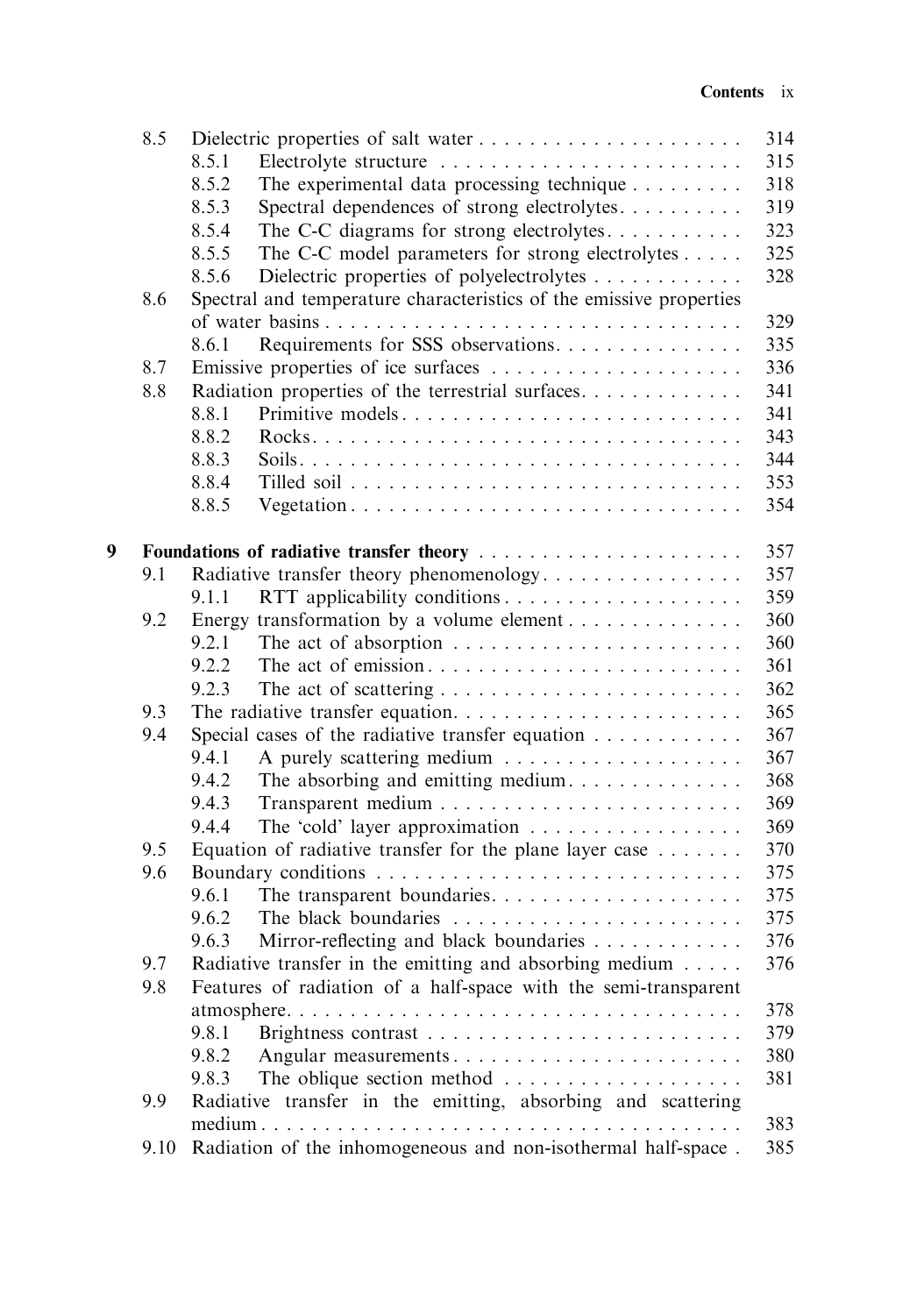| | | | |
|---|---|---|---|
| 8.5 | Dielectric properties of salt water | | 314 |
| | 8.5.1 | Electrolyte structure | 315 |
| | 8.5.2 | The experimental data processing technique | 318 |
| | 8.5.3 | Spectral dependences of strong electrolytes | 319 |
| | 8.5.4 | The C-C diagrams for strong electrolytes | 323 |
| | 8.5.5 | The C-C model parameters for strong electrolytes | 325 |
| | 8.5.6 | Dielectric properties of polyelectrolytes | 328 |
| 8.6 | Spectral and temperature characteristics of the emissive properties of water basins | | 329 |
| | 8.6.1 | Requirements for SSS observations | 335 |
| 8.7 | Emissive properties of ice surfaces | | 336 |
| 8.8 | Radiation properties of the terrestrial surfaces | | 341 |
| | 8.8.1 | Primitive models | 341 |
| | 8.8.2 | Rocks | 343 |
| | 8.8.3 | Soils | 344 |
| | 8.8.4 | Tilled soil | 353 |
| | 8.8.5 | Vegetation | 354 |

**9 Foundations of radiative transfer theory** ... 357

| | | | |
|---|---|---|---|
| 9.1 | Radiative transfer theory phenomenology | | 357 |
| | 9.1.1 | RTT applicability conditions | 359 |
| 9.2 | Energy transformation by a volume element | | 360 |
| | 9.2.1 | The act of absorption | 360 |
| | 9.2.2 | The act of emission | 361 |
| | 9.2.3 | The act of scattering | 362 |
| 9.3 | The radiative transfer equation | | 365 |
| 9.4 | Special cases of the radiative transfer equation | | 367 |
| | 9.4.1 | A purely scattering medium | 367 |
| | 9.4.2 | The absorbing and emitting medium | 368 |
| | 9.4.3 | Transparent medium | 369 |
| | 9.4.4 | The 'cold' layer approximation | 369 |
| 9.5 | Equation of radiative transfer for the plane layer case | | 370 |
| 9.6 | Boundary conditions | | 375 |
| | 9.6.1 | The transparent boundaries | 375 |
| | 9.6.2 | The black boundaries | 375 |
| | 9.6.3 | Mirror-reflecting and black boundaries | 376 |
| 9.7 | Radiative transfer in the emitting and absorbing medium | | 376 |
| 9.8 | Features of radiation of a half-space with the semi-transparent atmosphere | | 378 |
| | 9.8.1 | Brightness contrast | 379 |
| | 9.8.2 | Angular measurements | 380 |
| | 9.8.3 | The oblique section method | 381 |
| 9.9 | Radiative transfer in the emitting, absorbing and scattering medium | | 383 |
| 9.10 | Radiation of the inhomogeneous and non-isothermal half-space | | 385 |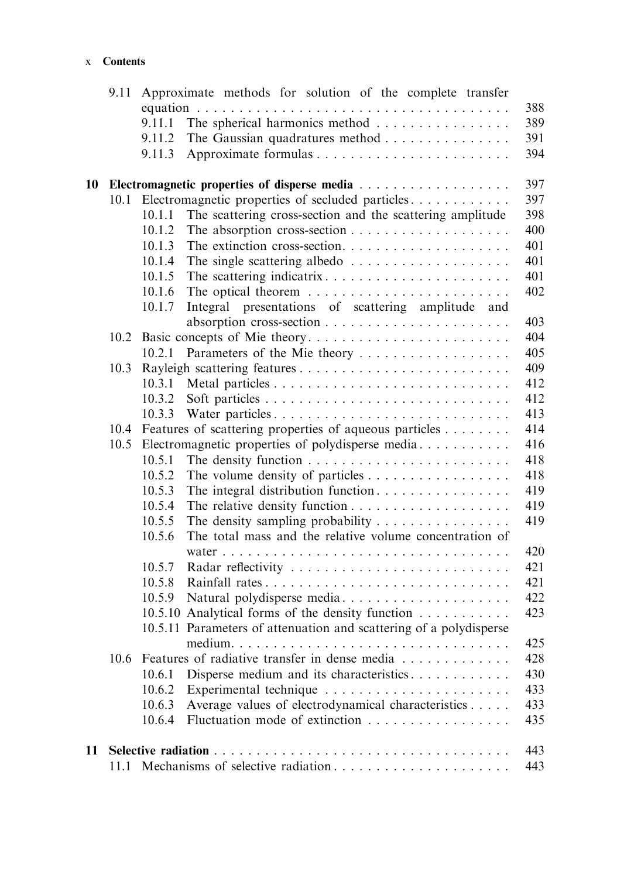| | | | |
|---|---|---|---|
| 9.11 | Approximate methods for solution of the complete transfer equation | | 388 |
| | 9.11.1 | The spherical harmonics method | 389 |
| | 9.11.2 | The Gaussian quadratures method | 391 |
| | 9.11.3 | Approximate formulas | 394 |
| **10** | **Electromagnetic properties of disperse media** | | 397 |
| 10.1 | Electromagnetic properties of secluded particles | | 397 |
| | 10.1.1 | The scattering cross-section and the scattering amplitude | 398 |
| | 10.1.2 | The absorption cross-section | 400 |
| | 10.1.3 | The extinction cross-section | 401 |
| | 10.1.4 | The single scattering albedo | 401 |
| | 10.1.5 | The scattering indicatrix | 401 |
| | 10.1.6 | The optical theorem | 402 |
| | 10.1.7 | Integral presentations of scattering amplitude and absorption cross-section | 403 |
| 10.2 | Basic concepts of Mie theory | | 404 |
| | 10.2.1 | Parameters of the Mie theory | 405 |
| 10.3 | Rayleigh scattering features | | 409 |
| | 10.3.1 | Metal particles | 412 |
| | 10.3.2 | Soft particles | 412 |
| | 10.3.3 | Water particles | 413 |
| 10.4 | Features of scattering properties of aqueous particles | | 414 |
| 10.5 | Electromagnetic properties of polydisperse media | | 416 |
| | 10.5.1 | The density function | 418 |
| | 10.5.2 | The volume density of particles | 418 |
| | 10.5.3 | The integral distribution function | 419 |
| | 10.5.4 | The relative density function | 419 |
| | 10.5.5 | The density sampling probability | 419 |
| | 10.5.6 | The total mass and the relative volume concentration of water | 420 |
| | 10.5.7 | Radar reflectivity | 421 |
| | 10.5.8 | Rainfall rates | 421 |
| | 10.5.9 | Natural polydisperse media | 422 |
| | 10.5.10 | Analytical forms of the density function | 423 |
| | 10.5.11 | Parameters of attenuation and scattering of a polydisperse medium | 425 |
| 10.6 | Features of radiative transfer in dense media | | 428 |
| | 10.6.1 | Disperse medium and its characteristics | 430 |
| | 10.6.2 | Experimental technique | 433 |
| | 10.6.3 | Average values of electrodynamical characteristics | 433 |
| | 10.6.4 | Fluctuation mode of extinction | 435 |
| **11** | **Selective radiation** | | 443 |
| 11.1 | Mechanisms of selective radiation | | 443 |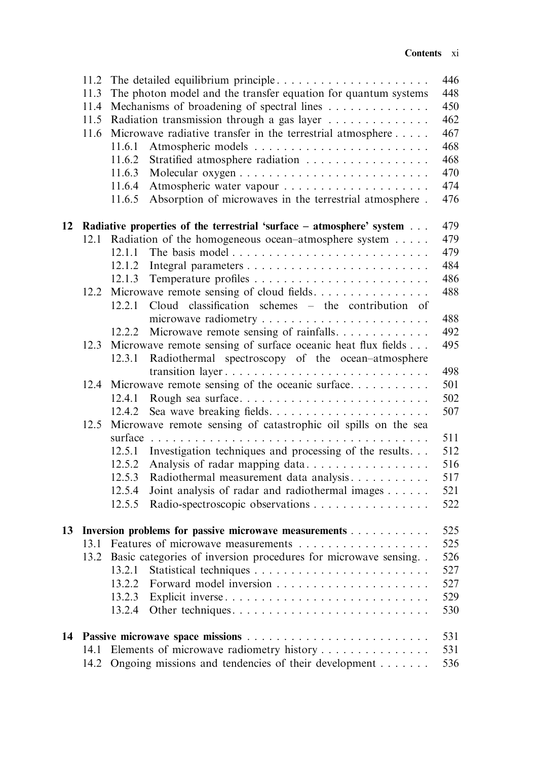| | | | |
|---|---|---|---|
| | 11.2 | The detailed equilibrium principle | 446 |
| | 11.3 | The photon model and the transfer equation for quantum systems | 448 |
| | 11.4 | Mechanisms of broadening of spectral lines | 450 |
| | 11.5 | Radiation transmission through a gas layer | 462 |
| | 11.6 | Microwave radiative transfer in the terrestrial atmosphere | 467 |
| | | 11.6.1 Atmospheric models | 468 |
| | | 11.6.2 Stratified atmosphere radiation | 468 |
| | | 11.6.3 Molecular oxygen | 470 |
| | | 11.6.4 Atmospheric water vapour | 474 |
| | | 11.6.5 Absorption of microwaves in the terrestrial atmosphere | 476 |
| **12** | | **Radiative properties of the terrestrial 'surface – atmosphere' system** | 479 |
| | 12.1 | Radiation of the homogeneous ocean–atmosphere system | 479 |
| | | 12.1.1 The basis model | 479 |
| | | 12.1.2 Integral parameters | 484 |
| | | 12.1.3 Temperature profiles | 486 |
| | 12.2 | Microwave remote sensing of cloud fields | 488 |
| | | 12.2.1 Cloud classification schemes – the contribution of microwave radiometry | 488 |
| | | 12.2.2 Microwave remote sensing of rainfalls | 492 |
| | 12.3 | Microwave remote sensing of surface oceanic heat flux fields | 495 |
| | | 12.3.1 Radiothermal spectroscopy of the ocean–atmosphere transition layer | 498 |
| | 12.4 | Microwave remote sensing of the oceanic surface | 501 |
| | | 12.4.1 Rough sea surface | 502 |
| | | 12.4.2 Sea wave breaking fields | 507 |
| | 12.5 | Microwave remote sensing of catastrophic oil spills on the sea surface | 511 |
| | | 12.5.1 Investigation techniques and processing of the results | 512 |
| | | 12.5.2 Analysis of radar mapping data | 516 |
| | | 12.5.3 Radiothermal measurement data analysis | 517 |
| | | 12.5.4 Joint analysis of radar and radiothermal images | 521 |
| | | 12.5.5 Radio-spectroscopic observations | 522 |
| **13** | | **Inversion problems for passive microwave measurements** | 525 |
| | 13.1 | Features of microwave measurements | 525 |
| | 13.2 | Basic categories of inversion procedures for microwave sensing | 526 |
| | | 13.2.1 Statistical techniques | 527 |
| | | 13.2.2 Forward model inversion | 527 |
| | | 13.2.3 Explicit inverse | 529 |
| | | 13.2.4 Other techniques | 530 |
| **14** | | **Passive microwave space missions** | 531 |
| | 14.1 | Elements of microwave radiometry history | 531 |
| | 14.2 | Ongoing missions and tendencies of their development | 536 |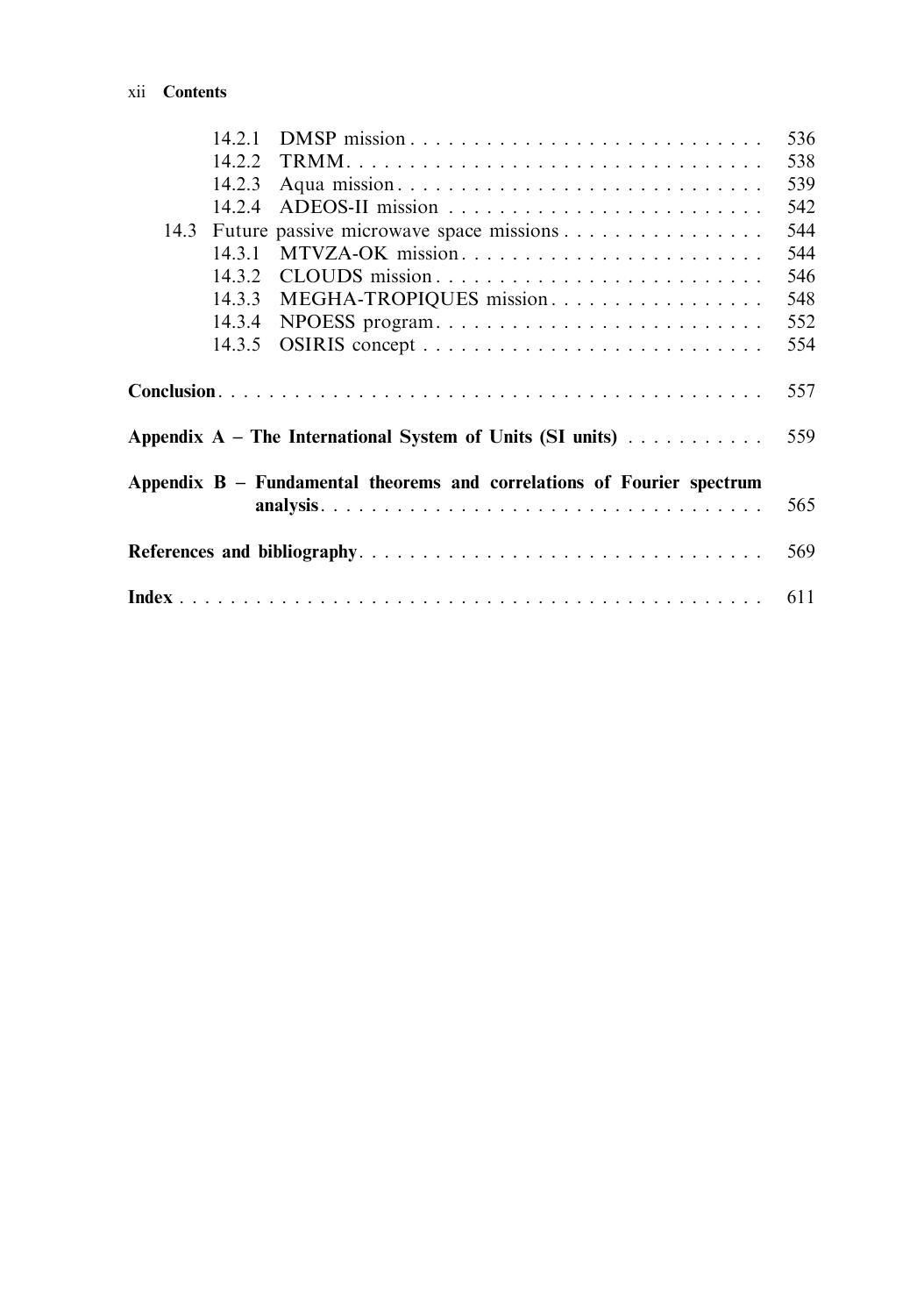- 14.2.1 DMSP mission . . . . . . . . . . . . . . . . . . . . . . . . . . . 536
- 14.2.2 TRMM . . . . . . . . . . . . . . . . . . . . . . . . . . . . . . . . 538
- 14.2.3 Aqua mission . . . . . . . . . . . . . . . . . . . . . . . . . . . . 539
- 14.2.4 ADEOS-II mission . . . . . . . . . . . . . . . . . . . . . . . . 542

14.3 Future passive microwave space missions . . . . . . . . . . . . . . . . 544

- 14.3.1 MTVZA-OK mission . . . . . . . . . . . . . . . . . . . . . . . . 544
- 14.3.2 CLOUDS mission . . . . . . . . . . . . . . . . . . . . . . . . . . 546
- 14.3.3 MEGHA-TROPIQUES mission . . . . . . . . . . . . . . . . . 548
- 14.3.4 NPOESS program . . . . . . . . . . . . . . . . . . . . . . . . . . 552
- 14.3.5 OSIRIS concept . . . . . . . . . . . . . . . . . . . . . . . . . . . 554

**Conclusion** . . . . . . . . . . . . . . . . . . . . . . . . . . . . . . . . . . . . . . . . . . . . 557

**Appendix A – The International System of Units (SI units)** . . . . . . . . . . . 559

**Appendix B – Fundamental theorems and correlations of Fourier spectrum analysis** . . . . . . . . . . . . . . . . . . . . . . . . . . . . . . . . . . 565

**References and bibliography** . . . . . . . . . . . . . . . . . . . . . . . . . . . . . . . 569

**Index** . . . . . . . . . . . . . . . . . . . . . . . . . . . . . . . . . . . . . . . . . . . . . . 611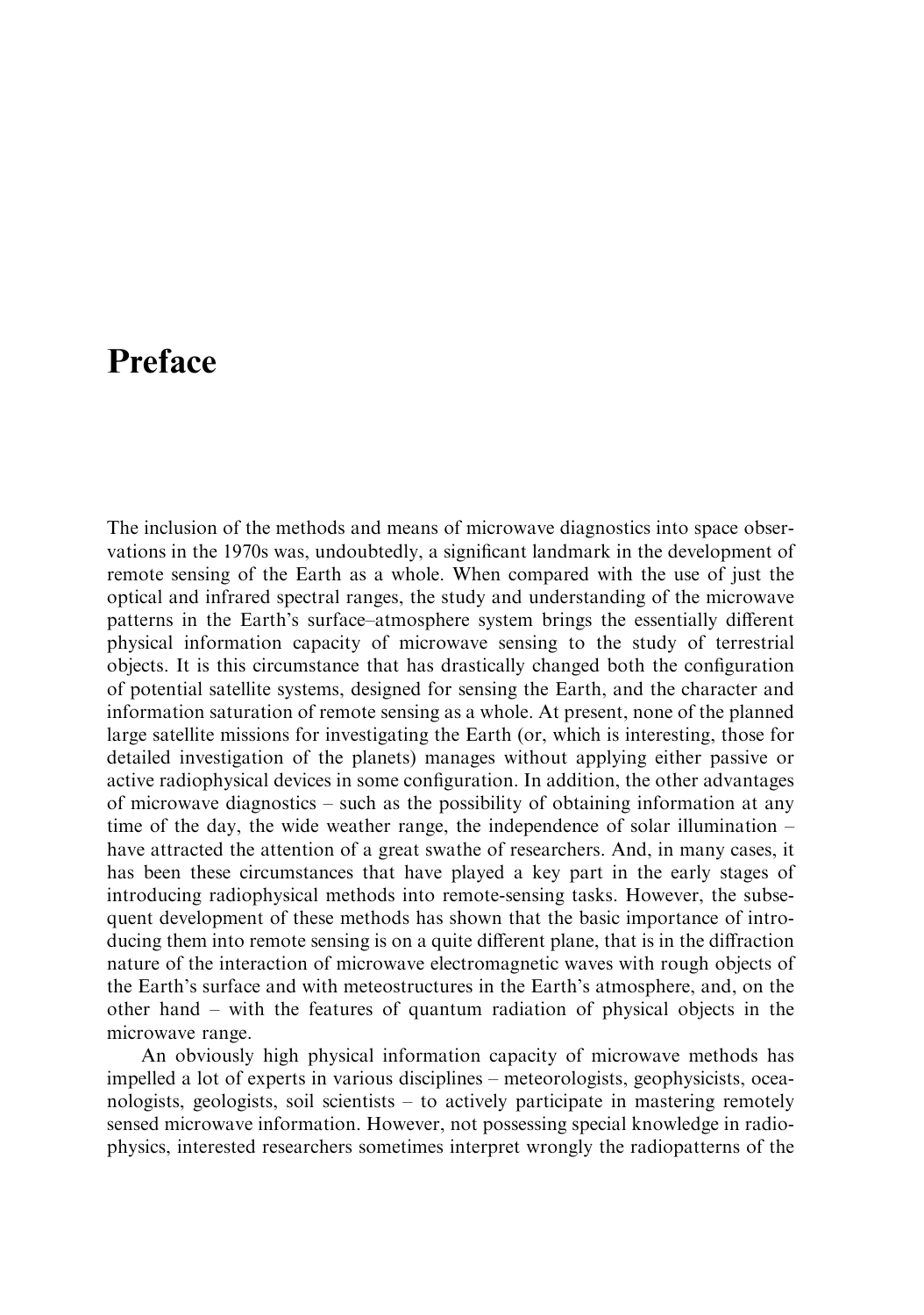# Preface

The inclusion of the methods and means of microwave diagnostics into space observations in the 1970s was, undoubtedly, a significant landmark in the development of remote sensing of the Earth as a whole. When compared with the use of just the optical and infrared spectral ranges, the study and understanding of the microwave patterns in the Earth's surface–atmosphere system brings the essentially different physical information capacity of microwave sensing to the study of terrestrial objects. It is this circumstance that has drastically changed both the configuration of potential satellite systems, designed for sensing the Earth, and the character and information saturation of remote sensing as a whole. At present, none of the planned large satellite missions for investigating the Earth (or, which is interesting, those for detailed investigation of the planets) manages without applying either passive or active radiophysical devices in some configuration. In addition, the other advantages of microwave diagnostics – such as the possibility of obtaining information at any time of the day, the wide weather range, the independence of solar illumination – have attracted the attention of a great swathe of researchers. And, in many cases, it has been these circumstances that have played a key part in the early stages of introducing radiophysical methods into remote-sensing tasks. However, the subsequent development of these methods has shown that the basic importance of introducing them into remote sensing is on a quite different plane, that is in the diffraction nature of the interaction of microwave electromagnetic waves with rough objects of the Earth's surface and with meteostructures in the Earth's atmosphere, and, on the other hand – with the features of quantum radiation of physical objects in the microwave range.

An obviously high physical information capacity of microwave methods has impelled a lot of experts in various disciplines – meteorologists, geophysicists, oceanologists, geologists, soil scientists – to actively participate in mastering remotely sensed microwave information. However, not possessing special knowledge in radiophysics, interested researchers sometimes interpret wrongly the radiopatterns of the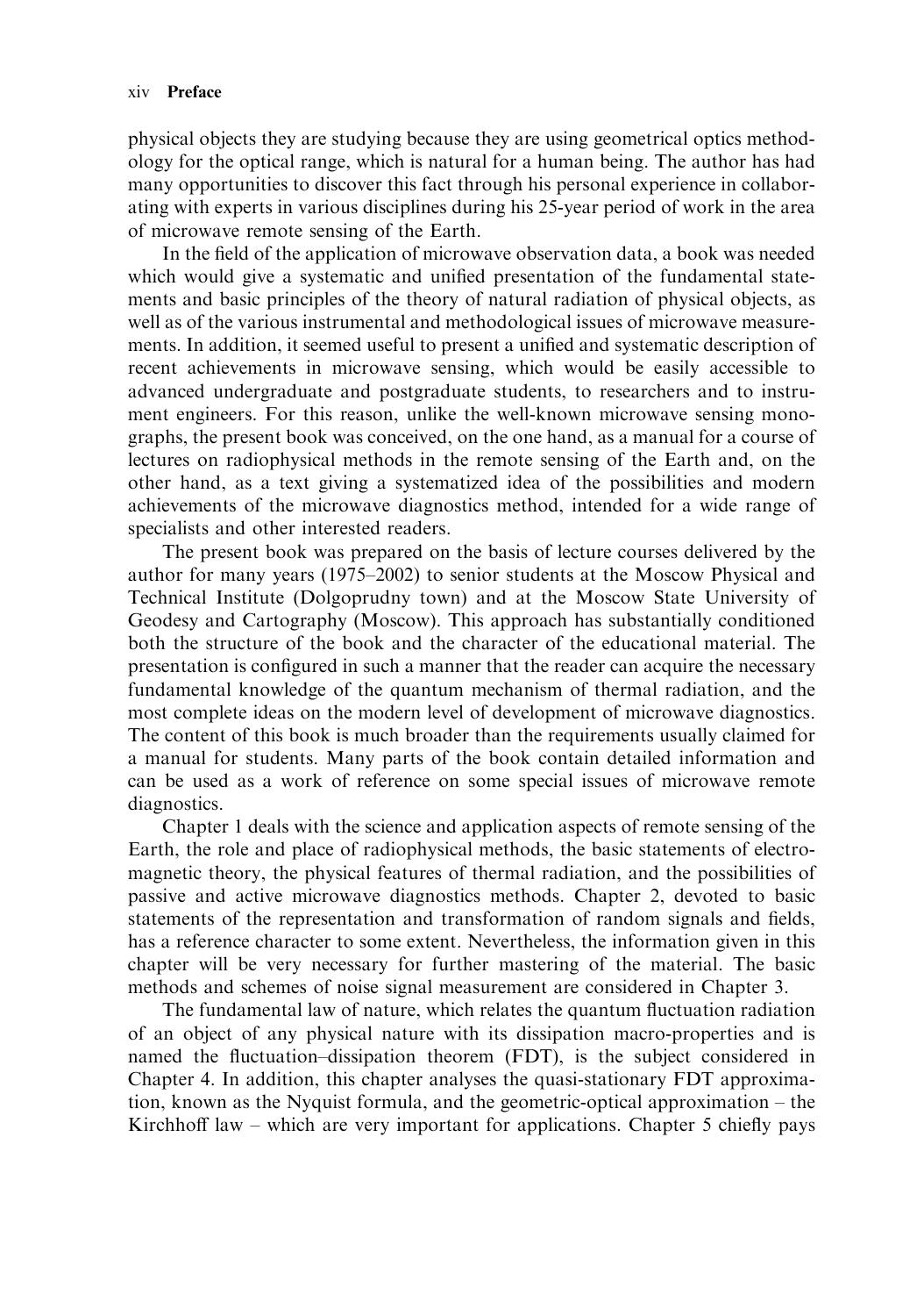physical objects they are studying because they are using geometrical optics methodology for the optical range, which is natural for a human being. The author has had many opportunities to discover this fact through his personal experience in collaborating with experts in various disciplines during his 25-year period of work in the area of microwave remote sensing of the Earth.

In the field of the application of microwave observation data, a book was needed which would give a systematic and unified presentation of the fundamental statements and basic principles of the theory of natural radiation of physical objects, as well as of the various instrumental and methodological issues of microwave measurements. In addition, it seemed useful to present a unified and systematic description of recent achievements in microwave sensing, which would be easily accessible to advanced undergraduate and postgraduate students, to researchers and to instrument engineers. For this reason, unlike the well-known microwave sensing monographs, the present book was conceived, on the one hand, as a manual for a course of lectures on radiophysical methods in the remote sensing of the Earth and, on the other hand, as a text giving a systematized idea of the possibilities and modern achievements of the microwave diagnostics method, intended for a wide range of specialists and other interested readers.

The present book was prepared on the basis of lecture courses delivered by the author for many years (1975–2002) to senior students at the Moscow Physical and Technical Institute (Dolgoprudny town) and at the Moscow State University of Geodesy and Cartography (Moscow). This approach has substantially conditioned both the structure of the book and the character of the educational material. The presentation is configured in such a manner that the reader can acquire the necessary fundamental knowledge of the quantum mechanism of thermal radiation, and the most complete ideas on the modern level of development of microwave diagnostics. The content of this book is much broader than the requirements usually claimed for a manual for students. Many parts of the book contain detailed information and can be used as a work of reference on some special issues of microwave remote diagnostics.

Chapter 1 deals with the science and application aspects of remote sensing of the Earth, the role and place of radiophysical methods, the basic statements of electromagnetic theory, the physical features of thermal radiation, and the possibilities of passive and active microwave diagnostics methods. Chapter 2, devoted to basic statements of the representation and transformation of random signals and fields, has a reference character to some extent. Nevertheless, the information given in this chapter will be very necessary for further mastering of the material. The basic methods and schemes of noise signal measurement are considered in Chapter 3.

The fundamental law of nature, which relates the quantum fluctuation radiation of an object of any physical nature with its dissipation macro-properties and is named the fluctuation–dissipation theorem (FDT), is the subject considered in Chapter 4. In addition, this chapter analyses the quasi-stationary FDT approximation, known as the Nyquist formula, and the geometric-optical approximation – the Kirchhoff law – which are very important for applications. Chapter 5 chiefly pays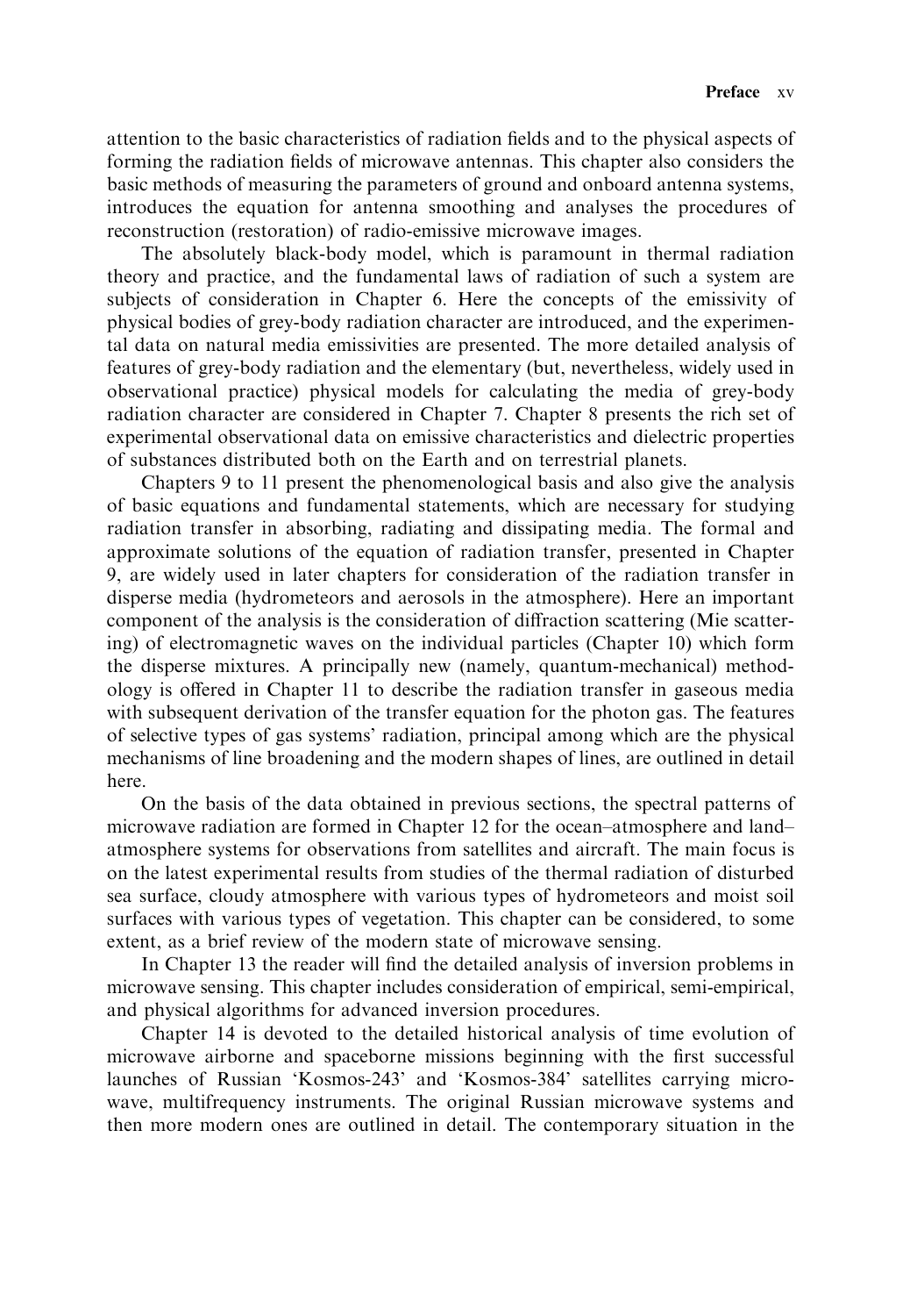attention to the basic characteristics of radiation fields and to the physical aspects of forming the radiation fields of microwave antennas. This chapter also considers the basic methods of measuring the parameters of ground and onboard antenna systems, introduces the equation for antenna smoothing and analyses the procedures of reconstruction (restoration) of radio-emissive microwave images.

The absolutely black-body model, which is paramount in thermal radiation theory and practice, and the fundamental laws of radiation of such a system are subjects of consideration in Chapter 6. Here the concepts of the emissivity of physical bodies of grey-body radiation character are introduced, and the experimental data on natural media emissivities are presented. The more detailed analysis of features of grey-body radiation and the elementary (but, nevertheless, widely used in observational practice) physical models for calculating the media of grey-body radiation character are considered in Chapter 7. Chapter 8 presents the rich set of experimental observational data on emissive characteristics and dielectric properties of substances distributed both on the Earth and on terrestrial planets.

Chapters 9 to 11 present the phenomenological basis and also give the analysis of basic equations and fundamental statements, which are necessary for studying radiation transfer in absorbing, radiating and dissipating media. The formal and approximate solutions of the equation of radiation transfer, presented in Chapter 9, are widely used in later chapters for consideration of the radiation transfer in disperse media (hydrometeors and aerosols in the atmosphere). Here an important component of the analysis is the consideration of diffraction scattering (Mie scattering) of electromagnetic waves on the individual particles (Chapter 10) which form the disperse mixtures. A principally new (namely, quantum-mechanical) methodology is offered in Chapter 11 to describe the radiation transfer in gaseous media with subsequent derivation of the transfer equation for the photon gas. The features of selective types of gas systems' radiation, principal among which are the physical mechanisms of line broadening and the modern shapes of lines, are outlined in detail here.

On the basis of the data obtained in previous sections, the spectral patterns of microwave radiation are formed in Chapter 12 for the ocean–atmosphere and land–atmosphere systems for observations from satellites and aircraft. The main focus is on the latest experimental results from studies of the thermal radiation of disturbed sea surface, cloudy atmosphere with various types of hydrometeors and moist soil surfaces with various types of vegetation. This chapter can be considered, to some extent, as a brief review of the modern state of microwave sensing.

In Chapter 13 the reader will find the detailed analysis of inversion problems in microwave sensing. This chapter includes consideration of empirical, semi-empirical, and physical algorithms for advanced inversion procedures.

Chapter 14 is devoted to the detailed historical analysis of time evolution of microwave airborne and spaceborne missions beginning with the first successful launches of Russian 'Kosmos-243' and 'Kosmos-384' satellites carrying microwave, multifrequency instruments. The original Russian microwave systems and then more modern ones are outlined in detail. The contemporary situation in the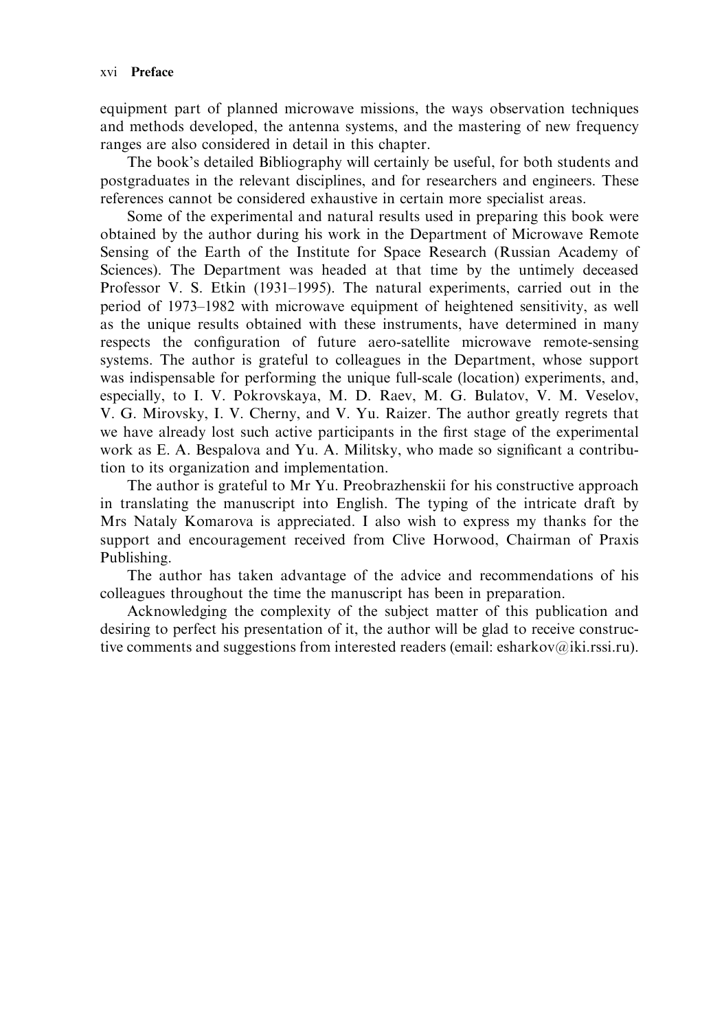equipment part of planned microwave missions, the ways observation techniques and methods developed, the antenna systems, and the mastering of new frequency ranges are also considered in detail in this chapter.

The book's detailed Bibliography will certainly be useful, for both students and postgraduates in the relevant disciplines, and for researchers and engineers. These references cannot be considered exhaustive in certain more specialist areas.

Some of the experimental and natural results used in preparing this book were obtained by the author during his work in the Department of Microwave Remote Sensing of the Earth of the Institute for Space Research (Russian Academy of Sciences). The Department was headed at that time by the untimely deceased Professor V. S. Etkin (1931–1995). The natural experiments, carried out in the period of 1973–1982 with microwave equipment of heightened sensitivity, as well as the unique results obtained with these instruments, have determined in many respects the configuration of future aero-satellite microwave remote-sensing systems. The author is grateful to colleagues in the Department, whose support was indispensable for performing the unique full-scale (location) experiments, and, especially, to I. V. Pokrovskaya, M. D. Raev, M. G. Bulatov, V. M. Veselov, V. G. Mirovsky, I. V. Cherny, and V. Yu. Raizer. The author greatly regrets that we have already lost such active participants in the first stage of the experimental work as E. A. Bespalova and Yu. A. Militsky, who made so significant a contribution to its organization and implementation.

The author is grateful to Mr Yu. Preobrazhenskii for his constructive approach in translating the manuscript into English. The typing of the intricate draft by Mrs Nataly Komarova is appreciated. I also wish to express my thanks for the support and encouragement received from Clive Horwood, Chairman of Praxis Publishing.

The author has taken advantage of the advice and recommendations of his colleagues throughout the time the manuscript has been in preparation.

Acknowledging the complexity of the subject matter of this publication and desiring to perfect his presentation of it, the author will be glad to receive constructive comments and suggestions from interested readers (email: esharkov@iki.rssi.ru).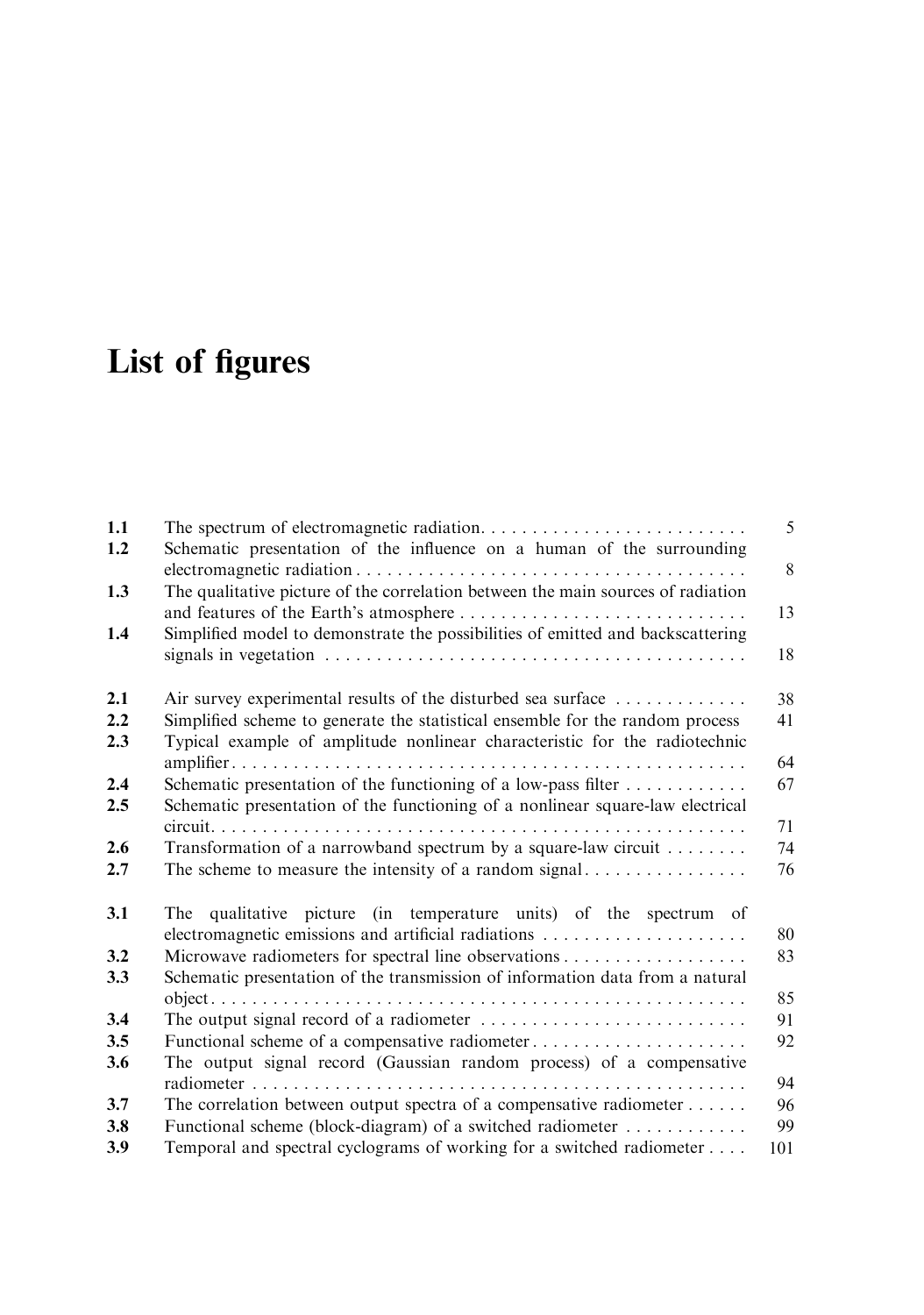# List of figures

| | | |
|---|---|---|
| **1.1** | The spectrum of electromagnetic radiation | 5 |
| **1.2** | Schematic presentation of the influence on a human of the surrounding electromagnetic radiation | 8 |
| **1.3** | The qualitative picture of the correlation between the main sources of radiation and features of the Earth's atmosphere | 13 |
| **1.4** | Simplified model to demonstrate the possibilities of emitted and backscattering signals in vegetation | 18 |
| **2.1** | Air survey experimental results of the disturbed sea surface | 38 |
| **2.2** | Simplified scheme to generate the statistical ensemble for the random process | 41 |
| **2.3** | Typical example of amplitude nonlinear characteristic for the radiotechnic amplifier | 64 |
| **2.4** | Schematic presentation of the functioning of a low-pass filter | 67 |
| **2.5** | Schematic presentation of the functioning of a nonlinear square-law electrical circuit | 71 |
| **2.6** | Transformation of a narrowband spectrum by a square-law circuit | 74 |
| **2.7** | The scheme to measure the intensity of a random signal | 76 |
| **3.1** | The qualitative picture (in temperature units) of the spectrum of electromagnetic emissions and artificial radiations | 80 |
| **3.2** | Microwave radiometers for spectral line observations | 83 |
| **3.3** | Schematic presentation of the transmission of information data from a natural object | 85 |
| **3.4** | The output signal record of a radiometer | 91 |
| **3.5** | Functional scheme of a compensative radiometer | 92 |
| **3.6** | The output signal record (Gaussian random process) of a compensative radiometer | 94 |
| **3.7** | The correlation between output spectra of a compensative radiometer | 96 |
| **3.8** | Functional scheme (block-diagram) of a switched radiometer | 99 |
| **3.9** | Temporal and spectral cyclograms of working for a switched radiometer | 101 |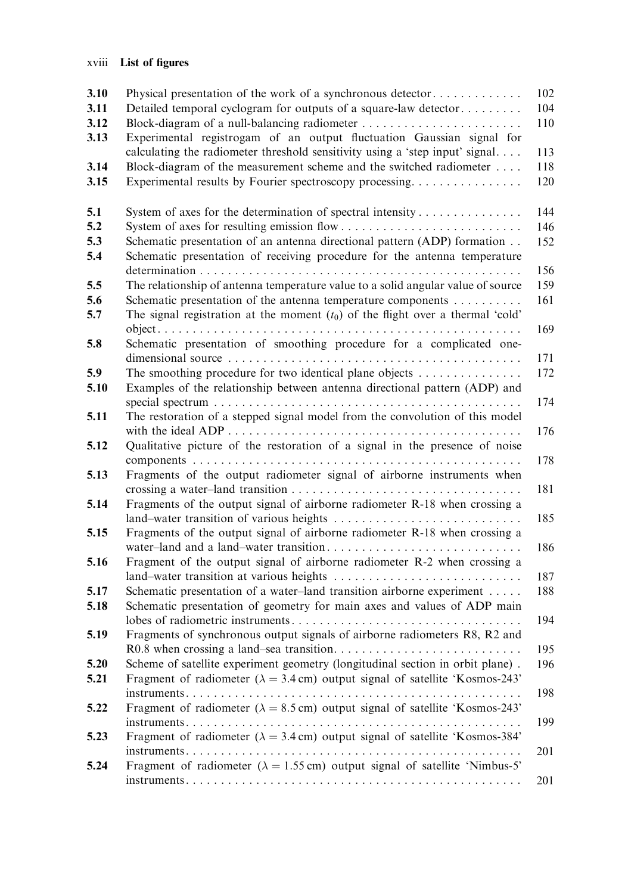| | | |
|---|---|---|
| 3.10 | Physical presentation of the work of a synchronous detector | 102 |
| 3.11 | Detailed temporal cyclogram for outputs of a square-law detector | 104 |
| 3.12 | Block-diagram of a null-balancing radiometer | 110 |
| 3.13 | Experimental registrogam of an output fluctuation Gaussian signal for calculating the radiometer threshold sensitivity using a 'step input' signal | 113 |
| 3.14 | Block-diagram of the measurement scheme and the switched radiometer | 118 |
| 3.15 | Experimental results by Fourier spectroscopy processing | 120 |
| 5.1 | System of axes for the determination of spectral intensity | 144 |
| 5.2 | System of axes for resulting emission flow | 146 |
| 5.3 | Schematic presentation of an antenna directional pattern (ADP) formation | 152 |
| 5.4 | Schematic presentation of receiving procedure for the antenna temperature determination | 156 |
| 5.5 | The relationship of antenna temperature value to a solid angular value of source | 159 |
| 5.6 | Schematic presentation of the antenna temperature components | 161 |
| 5.7 | The signal registration at the moment ($t_0$) of the flight over a thermal 'cold' object | 169 |
| 5.8 | Schematic presentation of smoothing procedure for a complicated one-dimensional source | 171 |
| 5.9 | The smoothing procedure for two identical plane objects | 172 |
| 5.10 | Examples of the relationship between antenna directional pattern (ADP) and special spectrum | 174 |
| 5.11 | The restoration of a stepped signal model from the convolution of this model with the ideal ADP | 176 |
| 5.12 | Qualitative picture of the restoration of a signal in the presence of noise components | 178 |
| 5.13 | Fragments of the output radiometer signal of airborne instruments when crossing a water–land transition | 181 |
| 5.14 | Fragments of the output signal of airborne radiometer R-18 when crossing a land–water transition of various heights | 185 |
| 5.15 | Fragments of the output signal of airborne radiometer R-18 when crossing a water–land and a land–water transition | 186 |
| 5.16 | Fragment of the output signal of airborne radiometer R-2 when crossing a land–water transition at various heights | 187 |
| 5.17 | Schematic presentation of a water–land transition airborne experiment | 188 |
| 5.18 | Schematic presentation of geometry for main axes and values of ADP main lobes of radiometric instruments | 194 |
| 5.19 | Fragments of synchronous output signals of airborne radiometers R8, R2 and R0.8 when crossing a land–sea transition | 195 |
| 5.20 | Scheme of satellite experiment geometry (longitudinal section in orbit plane) | 196 |
| 5.21 | Fragment of radiometer ($\lambda = 3.4$ cm) output signal of satellite 'Kosmos-243' instruments | 198 |
| 5.22 | Fragment of radiometer ($\lambda = 8.5$ cm) output signal of satellite 'Kosmos-243' instruments | 199 |
| 5.23 | Fragment of radiometer ($\lambda = 3.4$ cm) output signal of satellite 'Kosmos-384' instruments | 201 |
| 5.24 | Fragment of radiometer ($\lambda = 1.55$ cm) output signal of satellite 'Nimbus-5' instruments | 201 |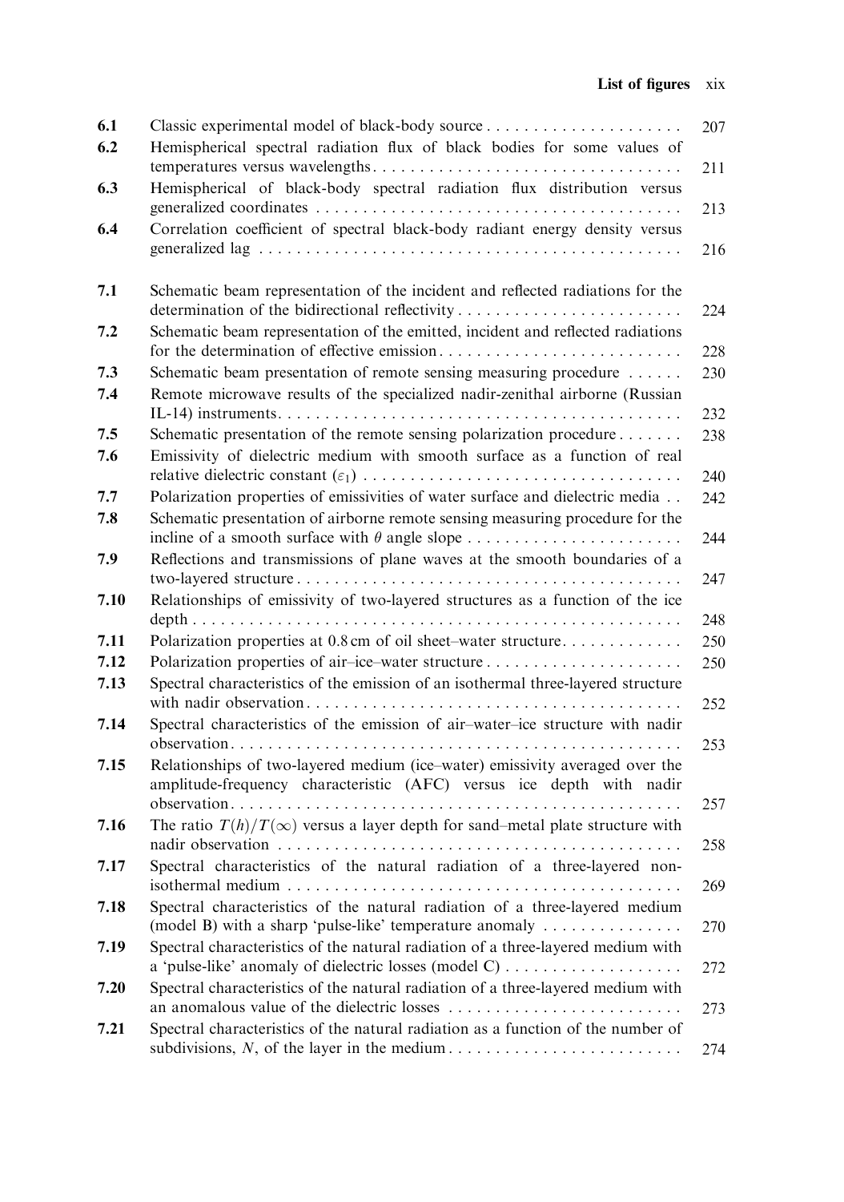| | | |
|---|---|---|
| **6.1** | Classic experimental model of black-body source | 207 |
| **6.2** | Hemispherical spectral radiation flux of black bodies for some values of temperatures versus wavelengths | 211 |
| **6.3** | Hemispherical of black-body spectral radiation flux distribution versus generalized coordinates | 213 |
| **6.4** | Correlation coefficient of spectral black-body radiant energy density versus generalized lag | 216 |
| **7.1** | Schematic beam representation of the incident and reflected radiations for the determination of the bidirectional reflectivity | 224 |
| **7.2** | Schematic beam representation of the emitted, incident and reflected radiations for the determination of effective emission | 228 |
| **7.3** | Schematic beam presentation of remote sensing measuring procedure | 230 |
| **7.4** | Remote microwave results of the specialized nadir-zenithal airborne (Russian IL-14) instruments | 232 |
| **7.5** | Schematic presentation of the remote sensing polarization procedure | 238 |
| **7.6** | Emissivity of dielectric medium with smooth surface as a function of real relative dielectric constant ($\varepsilon_1$) | 240 |
| **7.7** | Polarization properties of emissivities of water surface and dielectric media | 242 |
| **7.8** | Schematic presentation of airborne remote sensing measuring procedure for the incline of a smooth surface with $\theta$ angle slope | 244 |
| **7.9** | Reflections and transmissions of plane waves at the smooth boundaries of a two-layered structure | 247 |
| **7.10** | Relationships of emissivity of two-layered structures as a function of the ice depth | 248 |
| **7.11** | Polarization properties at 0.8 cm of oil sheet–water structure | 250 |
| **7.12** | Polarization properties of air–ice–water structure | 250 |
| **7.13** | Spectral characteristics of the emission of an isothermal three-layered structure with nadir observation | 252 |
| **7.14** | Spectral characteristics of the emission of air–water–ice structure with nadir observation | 253 |
| **7.15** | Relationships of two-layered medium (ice–water) emissivity averaged over the amplitude-frequency characteristic (AFC) versus ice depth with nadir observation | 257 |
| **7.16** | The ratio $T(h)/T(\infty)$ versus a layer depth for sand–metal plate structure with nadir observation | 258 |
| **7.17** | Spectral characteristics of the natural radiation of a three-layered non-isothermal medium | 269 |
| **7.18** | Spectral characteristics of the natural radiation of a three-layered medium (model B) with a sharp 'pulse-like' temperature anomaly | 270 |
| **7.19** | Spectral characteristics of the natural radiation of a three-layered medium with a 'pulse-like' anomaly of dielectric losses (model C) | 272 |
| **7.20** | Spectral characteristics of the natural radiation of a three-layered medium with an anomalous value of the dielectric losses | 273 |
| **7.21** | Spectral characteristics of the natural radiation as a function of the number of subdivisions, $N$, of the layer in the medium | 274 |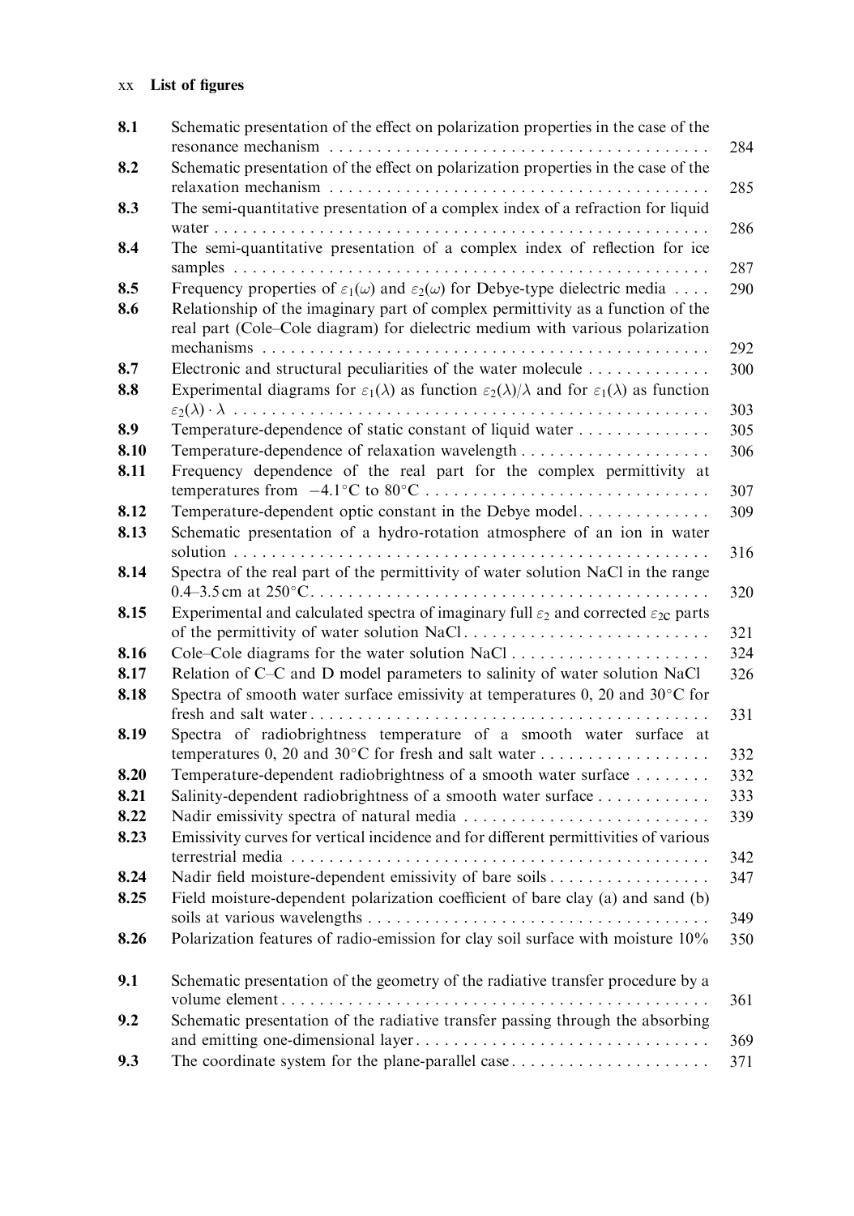| | | |
|---|---|---|
| 8.1 | Schematic presentation of the effect on polarization properties in the case of the resonance mechanism | 284 |
| 8.2 | Schematic presentation of the effect on polarization properties in the case of the relaxation mechanism | 285 |
| 8.3 | The semi-quantitative presentation of a complex index of a refraction for liquid water | 286 |
| 8.4 | The semi-quantitative presentation of a complex index of reflection for ice samples | 287 |
| 8.5 | Frequency properties of $\varepsilon_1(\omega)$ and $\varepsilon_2(\omega)$ for Debye-type dielectric media | 290 |
| 8.6 | Relationship of the imaginary part of complex permittivity as a function of the real part (Cole–Cole diagram) for dielectric medium with various polarization mechanisms | 292 |
| 8.7 | Electronic and structural peculiarities of the water molecule | 300 |
| 8.8 | Experimental diagrams for $\varepsilon_1(\lambda)$ as function $\varepsilon_2(\lambda)/\lambda$ and for $\varepsilon_1(\lambda)$ as function $\varepsilon_2(\lambda) \cdot \lambda$ | 303 |
| 8.9 | Temperature-dependence of static constant of liquid water | 305 |
| 8.10 | Temperature-dependence of relaxation wavelength | 306 |
| 8.11 | Frequency dependence of the real part for the complex permittivity at temperatures from $-4.1^{\circ}$C to $80^{\circ}$C | 307 |
| 8.12 | Temperature-dependent optic constant in the Debye model | 309 |
| 8.13 | Schematic presentation of a hydro-rotation atmosphere of an ion in water solution | 316 |
| 8.14 | Spectra of the real part of the permittivity of water solution NaCl in the range 0.4–3.5 cm at $250^{\circ}$C | 320 |
| 8.15 | Experimental and calculated spectra of imaginary full $\varepsilon_2$ and corrected $\varepsilon_{2C}$ parts of the permittivity of water solution NaCl | 321 |
| 8.16 | Cole–Cole diagrams for the water solution NaCl | 324 |
| 8.17 | Relation of C–C and D model parameters to salinity of water solution NaCl | 326 |
| 8.18 | Spectra of smooth water surface emissivity at temperatures 0, 20 and $30^{\circ}$C for fresh and salt water | 331 |
| 8.19 | Spectra of radiobrightness temperature of a smooth water surface at temperatures 0, 20 and $30^{\circ}$C for fresh and salt water | 332 |
| 8.20 | Temperature-dependent radiobrightness of a smooth water surface | 332 |
| 8.21 | Salinity-dependent radiobrightness of a smooth water surface | 333 |
| 8.22 | Nadir emissivity spectra of natural media | 339 |
| 8.23 | Emissivity curves for vertical incidence and for different permittivities of various terrestrial media | 342 |
| 8.24 | Nadir field moisture-dependent emissivity of bare soils | 347 |
| 8.25 | Field moisture-dependent polarization coefficient of bare clay (a) and sand (b) soils at various wavelengths | 349 |
| 8.26 | Polarization features of radio-emission for clay soil surface with moisture 10% | 350 |
| 9.1 | Schematic presentation of the geometry of the radiative transfer procedure by a volume element | 361 |
| 9.2 | Schematic presentation of the radiative transfer passing through the absorbing and emitting one-dimensional layer | 369 |
| 9.3 | The coordinate system for the plane-parallel case | 371 |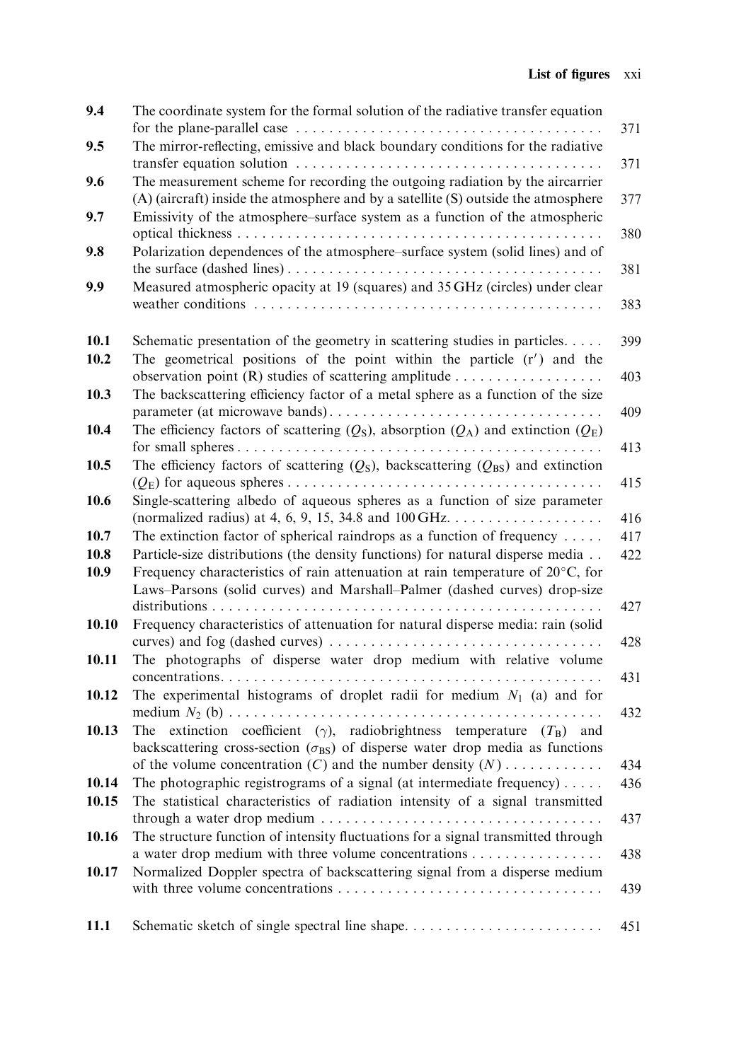| | | |
|---|---|---|
| **9.4** | The coordinate system for the formal solution of the radiative transfer equation for the plane-parallel case | 371 |
| **9.5** | The mirror-reflecting, emissive and black boundary conditions for the radiative transfer equation solution | 371 |
| **9.6** | The measurement scheme for recording the outgoing radiation by the aircarrier (A) (aircraft) inside the atmosphere and by a satellite (S) outside the atmosphere | 377 |
| **9.7** | Emissivity of the atmosphere–surface system as a function of the atmospheric optical thickness | 380 |
| **9.8** | Polarization dependences of the atmosphere–surface system (solid lines) and of the surface (dashed lines) | 381 |
| **9.9** | Measured atmospheric opacity at 19 (squares) and 35 GHz (circles) under clear weather conditions | 383 |
| **10.1** | Schematic presentation of the geometry in scattering studies in particles. | 399 |
| **10.2** | The geometrical positions of the point within the particle ($r'$) and the observation point (R) studies of scattering amplitude | 403 |
| **10.3** | The backscattering efficiency factor of a metal sphere as a function of the size parameter (at microwave bands) | 409 |
| **10.4** | The efficiency factors of scattering ($Q_S$), absorption ($Q_A$) and extinction ($Q_E$) for small spheres | 413 |
| **10.5** | The efficiency factors of scattering ($Q_S$), backscattering ($Q_{BS}$) and extinction ($Q_E$) for aqueous spheres | 415 |
| **10.6** | Single-scattering albedo of aqueous spheres as a function of size parameter (normalized radius) at 4, 6, 9, 15, 34.8 and 100 GHz. | 416 |
| **10.7** | The extinction factor of spherical raindrops as a function of frequency | 417 |
| **10.8** | Particle-size distributions (the density functions) for natural disperse media | 422 |
| **10.9** | Frequency characteristics of rain attenuation at rain temperature of 20°C, for Laws–Parsons (solid curves) and Marshall–Palmer (dashed curves) drop-size distributions | 427 |
| **10.10** | Frequency characteristics of attenuation for natural disperse media: rain (solid curves) and fog (dashed curves) | 428 |
| **10.11** | The photographs of disperse water drop medium with relative volume concentrations. | 431 |
| **10.12** | The experimental histograms of droplet radii for medium $N_1$ (a) and for medium $N_2$ (b) | 432 |
| **10.13** | The extinction coefficient ($\gamma$), radiobrightness temperature ($T_B$) and backscattering cross-section ($\sigma_{BS}$) of disperse water drop media as functions of the volume concentration ($C$) and the number density ($N$) | 434 |
| **10.14** | The photographic registrograms of a signal (at intermediate frequency) | 436 |
| **10.15** | The statistical characteristics of radiation intensity of a signal transmitted through a water drop medium | 437 |
| **10.16** | The structure function of intensity fluctuations for a signal transmitted through a water drop medium with three volume concentrations | 438 |
| **10.17** | Normalized Doppler spectra of backscattering signal from a disperse medium with three volume concentrations | 439 |
| **11.1** | Schematic sketch of single spectral line shape. | 451 |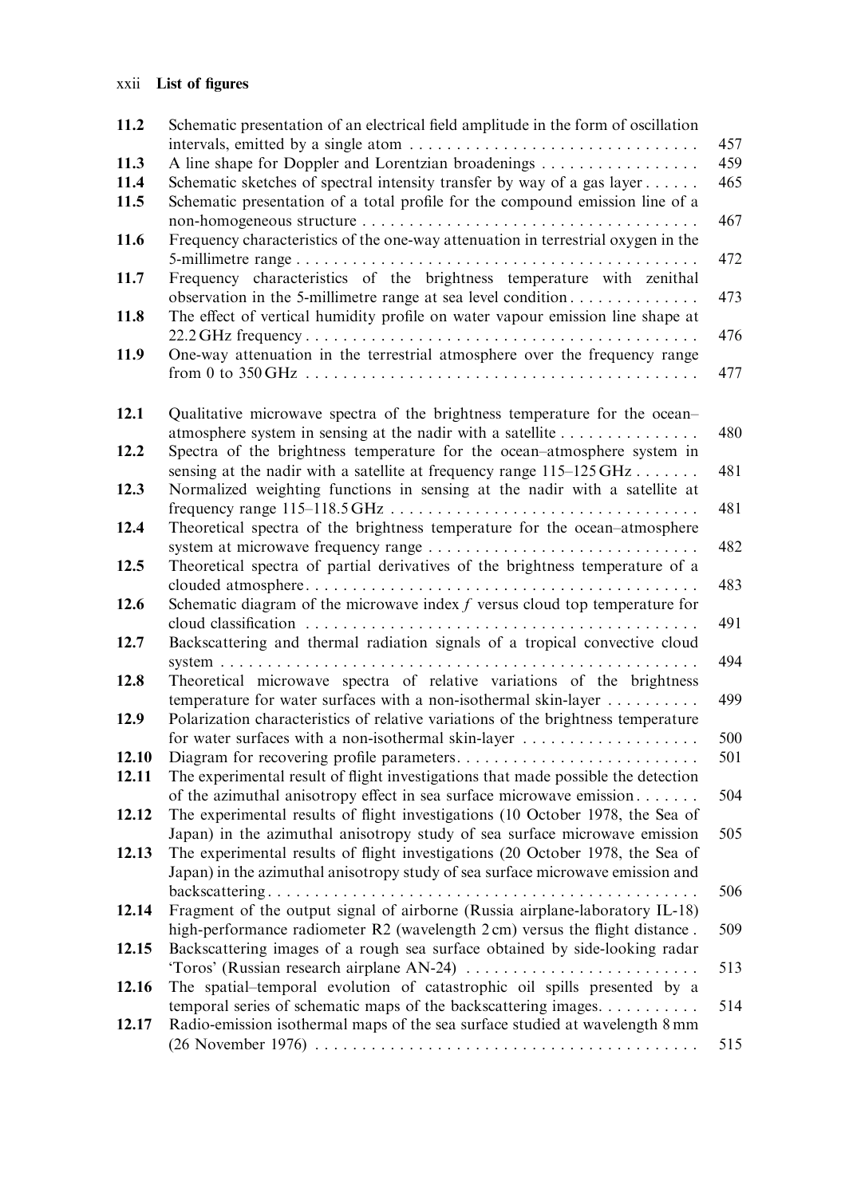| | | |
|---|---|---|
| 11.2 | Schematic presentation of an electrical field amplitude in the form of oscillation intervals, emitted by a single atom | 457 |
| 11.3 | A line shape for Doppler and Lorentzian broadenings | 459 |
| 11.4 | Schematic sketches of spectral intensity transfer by way of a gas layer | 465 |
| 11.5 | Schematic presentation of a total profile for the compound emission line of a non-homogeneous structure | 467 |
| 11.6 | Frequency characteristics of the one-way attenuation in terrestrial oxygen in the 5-millimetre range | 472 |
| 11.7 | Frequency characteristics of the brightness temperature with zenithal observation in the 5-millimetre range at sea level condition | 473 |
| 11.8 | The effect of vertical humidity profile on water vapour emission line shape at 22.2 GHz frequency | 476 |
| 11.9 | One-way attenuation in the terrestrial atmosphere over the frequency range from 0 to 350 GHz | 477 |
| 12.1 | Qualitative microwave spectra of the brightness temperature for the ocean–atmosphere system in sensing at the nadir with a satellite | 480 |
| 12.2 | Spectra of the brightness temperature for the ocean–atmosphere system in sensing at the nadir with a satellite at frequency range 115–125 GHz | 481 |
| 12.3 | Normalized weighting functions in sensing at the nadir with a satellite at frequency range 115–118.5 GHz | 481 |
| 12.4 | Theoretical spectra of the brightness temperature for the ocean–atmosphere system at microwave frequency range | 482 |
| 12.5 | Theoretical spectra of partial derivatives of the brightness temperature of a clouded atmosphere | 483 |
| 12.6 | Schematic diagram of the microwave index $f$ versus cloud top temperature for cloud classification | 491 |
| 12.7 | Backscattering and thermal radiation signals of a tropical convective cloud system | 494 |
| 12.8 | Theoretical microwave spectra of relative variations of the brightness temperature for water surfaces with a non-isothermal skin-layer | 499 |
| 12.9 | Polarization characteristics of relative variations of the brightness temperature for water surfaces with a non-isothermal skin-layer | 500 |
| 12.10 | Diagram for recovering profile parameters | 501 |
| 12.11 | The experimental result of flight investigations that made possible the detection of the azimuthal anisotropy effect in sea surface microwave emission | 504 |
| 12.12 | The experimental results of flight investigations (10 October 1978, the Sea of Japan) in the azimuthal anisotropy study of sea surface microwave emission | 505 |
| 12.13 | The experimental results of flight investigations (20 October 1978, the Sea of Japan) in the azimuthal anisotropy study of sea surface microwave emission and backscattering | 506 |
| 12.14 | Fragment of the output signal of airborne (Russia airplane-laboratory IL-18) high-performance radiometer R2 (wavelength 2 cm) versus the flight distance | 509 |
| 12.15 | Backscattering images of a rough sea surface obtained by side-looking radar 'Toros' (Russian research airplane AN-24) | 513 |
| 12.16 | The spatial–temporal evolution of catastrophic oil spills presented by a temporal series of schematic maps of the backscattering images | 514 |
| 12.17 | Radio-emission isothermal maps of the sea surface studied at wavelength 8 mm (26 November 1976) | 515 |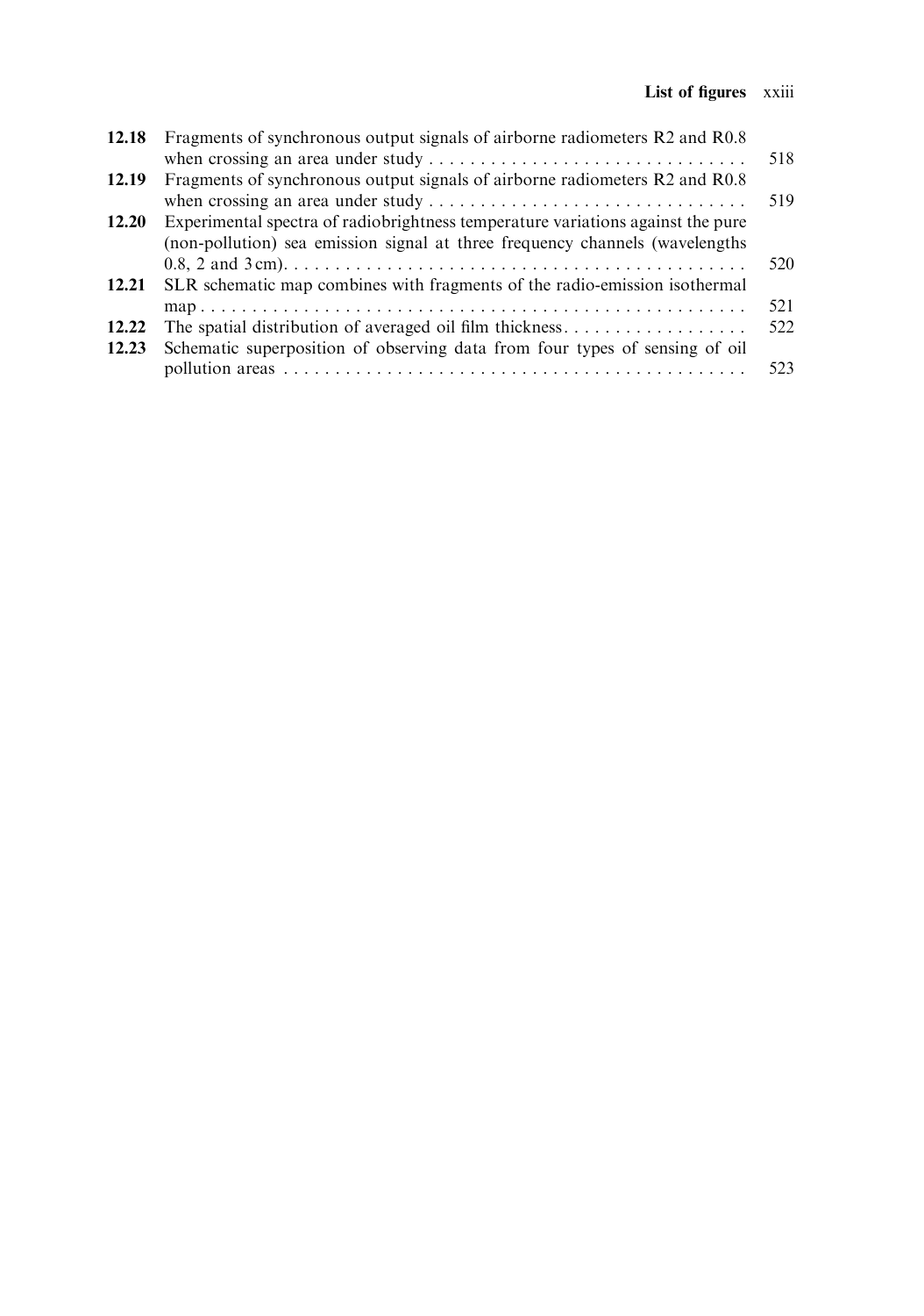| | | |
|---|---|---|
| **12.18** | Fragments of synchronous output signals of airborne radiometers R2 and R0.8 when crossing an area under study | 518 |
| **12.19** | Fragments of synchronous output signals of airborne radiometers R2 and R0.8 when crossing an area under study | 519 |
| **12.20** | Experimental spectra of radiobrightness temperature variations against the pure (non-pollution) sea emission signal at three frequency channels (wavelengths 0.8, 2 and 3 cm) | 520 |
| **12.21** | SLR schematic map combines with fragments of the radio-emission isothermal map | 521 |
| **12.22** | The spatial distribution of averaged oil film thickness | 522 |
| **12.23** | Schematic superposition of observing data from four types of sensing of oil pollution areas | 523 |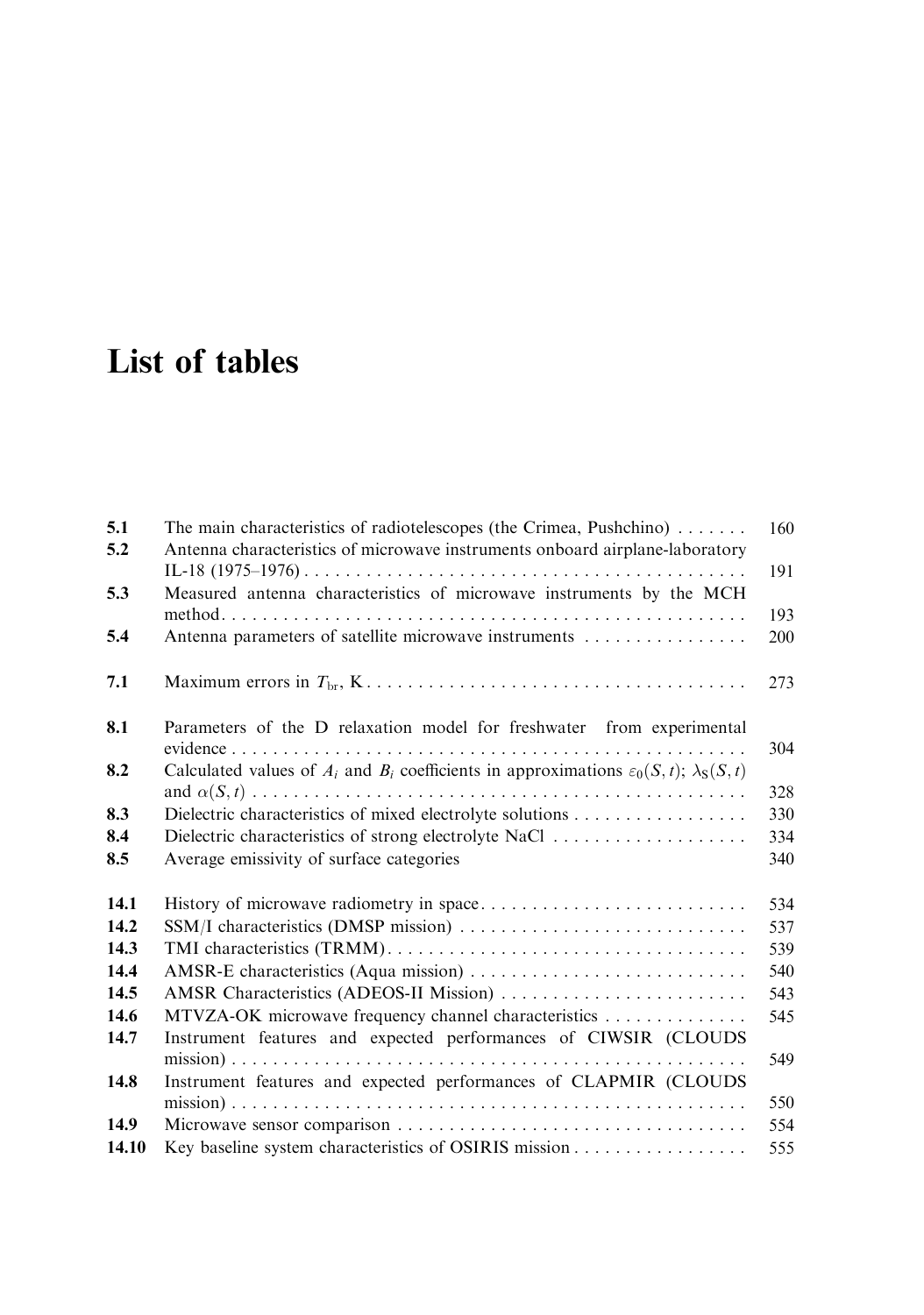# List of tables

| | | |
|---|---|---|
| **5.1** | The main characteristics of radiotelescopes (the Crimea, Pushchino) | 160 |
| **5.2** | Antenna characteristics of microwave instruments onboard airplane-laboratory IL-18 (1975–1976) | 191 |
| **5.3** | Measured antenna characteristics of microwave instruments by the MCH method | 193 |
| **5.4** | Antenna parameters of satellite microwave instruments | 200 |
| **7.1** | Maximum errors in $T_{br}$, K | 273 |
| **8.1** | Parameters of the D relaxation model for freshwater from experimental evidence | 304 |
| **8.2** | Calculated values of $A_i$ and $B_i$ coefficients in approximations $\varepsilon_0(S,t)$; $\lambda_S(S,t)$ and $\alpha(S,t)$ | 328 |
| **8.3** | Dielectric characteristics of mixed electrolyte solutions | 330 |
| **8.4** | Dielectric characteristics of strong electrolyte NaCl | 334 |
| **8.5** | Average emissivity of surface categories | 340 |
| **14.1** | History of microwave radiometry in space | 534 |
| **14.2** | SSM/I characteristics (DMSP mission) | 537 |
| **14.3** | TMI characteristics (TRMM) | 539 |
| **14.4** | AMSR-E characteristics (Aqua mission) | 540 |
| **14.5** | AMSR Characteristics (ADEOS-II Mission) | 543 |
| **14.6** | MTVZA-OK microwave frequency channel characteristics | 545 |
| **14.7** | Instrument features and expected performances of CIWSIR (CLOUDS mission) | 549 |
| **14.8** | Instrument features and expected performances of CLAPMIR (CLOUDS mission) | 550 |
| **14.9** | Microwave sensor comparison | 554 |
| **14.10** | Key baseline system characteristics of OSIRIS mission | 555 |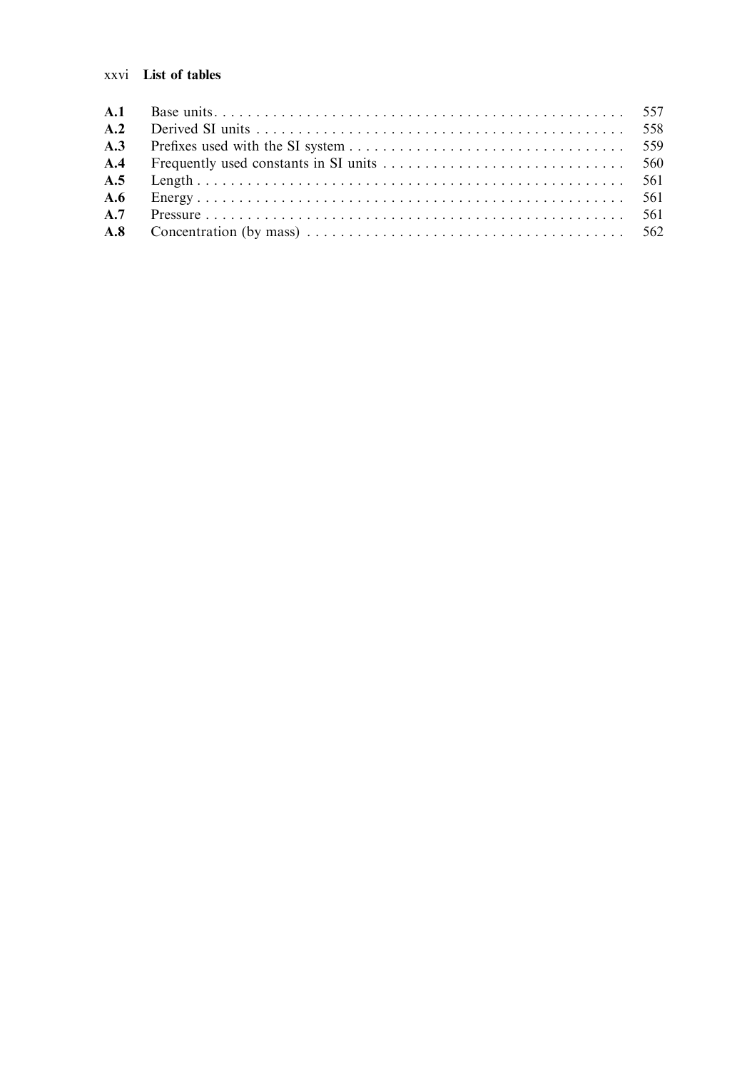| | | |
|---|---|---|
| **A.1** | Base units | 557 |
| **A.2** | Derived SI units | 558 |
| **A.3** | Prefixes used with the SI system | 559 |
| **A.4** | Frequently used constants in SI units | 560 |
| **A.5** | Length | 561 |
| **A.6** | Energy | 561 |
| **A.7** | Pressure | 561 |
| **A.8** | Concentration (by mass) | 562 |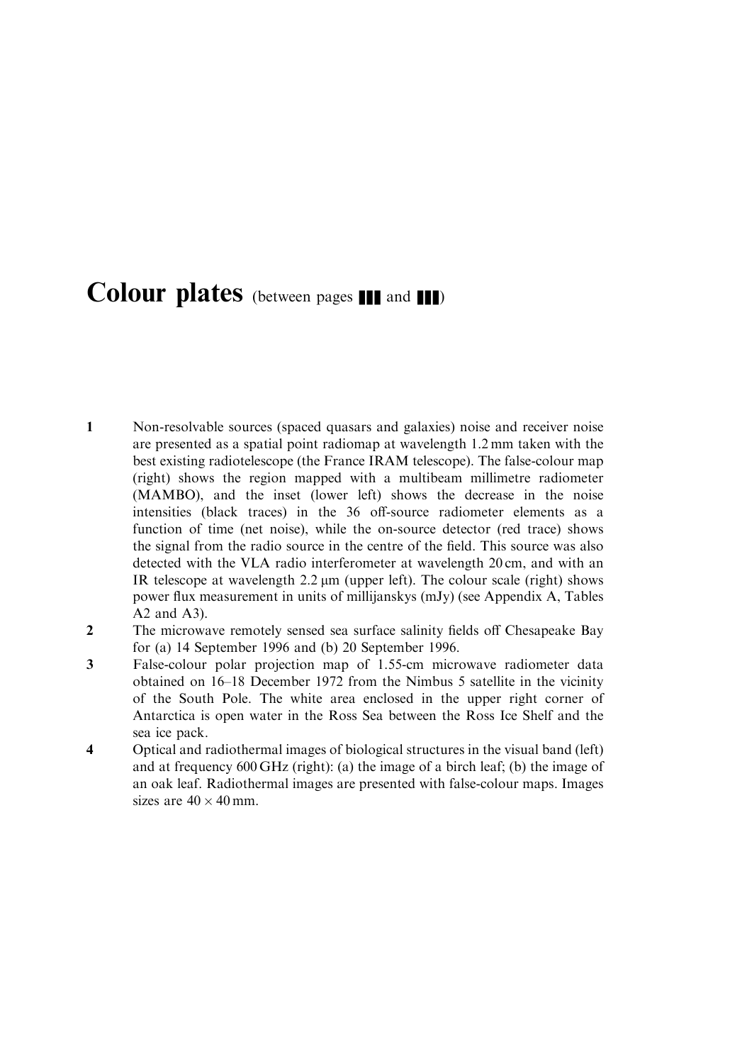# Colour plates (between pages ▮▮▮ and ▮▮▮)

**1** Non-resolvable sources (spaced quasars and galaxies) noise and receiver noise are presented as a spatial point radiomap at wavelength 1.2 mm taken with the best existing radiotelescope (the France IRAM telescope). The false-colour map (right) shows the region mapped with a multibeam millimetre radiometer (MAMBO), and the inset (lower left) shows the decrease in the noise intensities (black traces) in the 36 off-source radiometer elements as a function of time (net noise), while the on-source detector (red trace) shows the signal from the radio source in the centre of the field. This source was also detected with the VLA radio interferometer at wavelength 20 cm, and with an IR telescope at wavelength 2.2 μm (upper left). The colour scale (right) shows power flux measurement in units of millijanskys (mJy) (see Appendix A, Tables A2 and A3).

**2** The microwave remotely sensed sea surface salinity fields off Chesapeake Bay for (a) 14 September 1996 and (b) 20 September 1996.

**3** False-colour polar projection map of 1.55-cm microwave radiometer data obtained on 16–18 December 1972 from the Nimbus 5 satellite in the vicinity of the South Pole. The white area enclosed in the upper right corner of Antarctica is open water in the Ross Sea between the Ross Ice Shelf and the sea ice pack.

**4** Optical and radiothermal images of biological structures in the visual band (left) and at frequency 600 GHz (right): (a) the image of a birch leaf; (b) the image of an oak leaf. Radiothermal images are presented with false-colour maps. Images sizes are $40 \times 40$ mm.